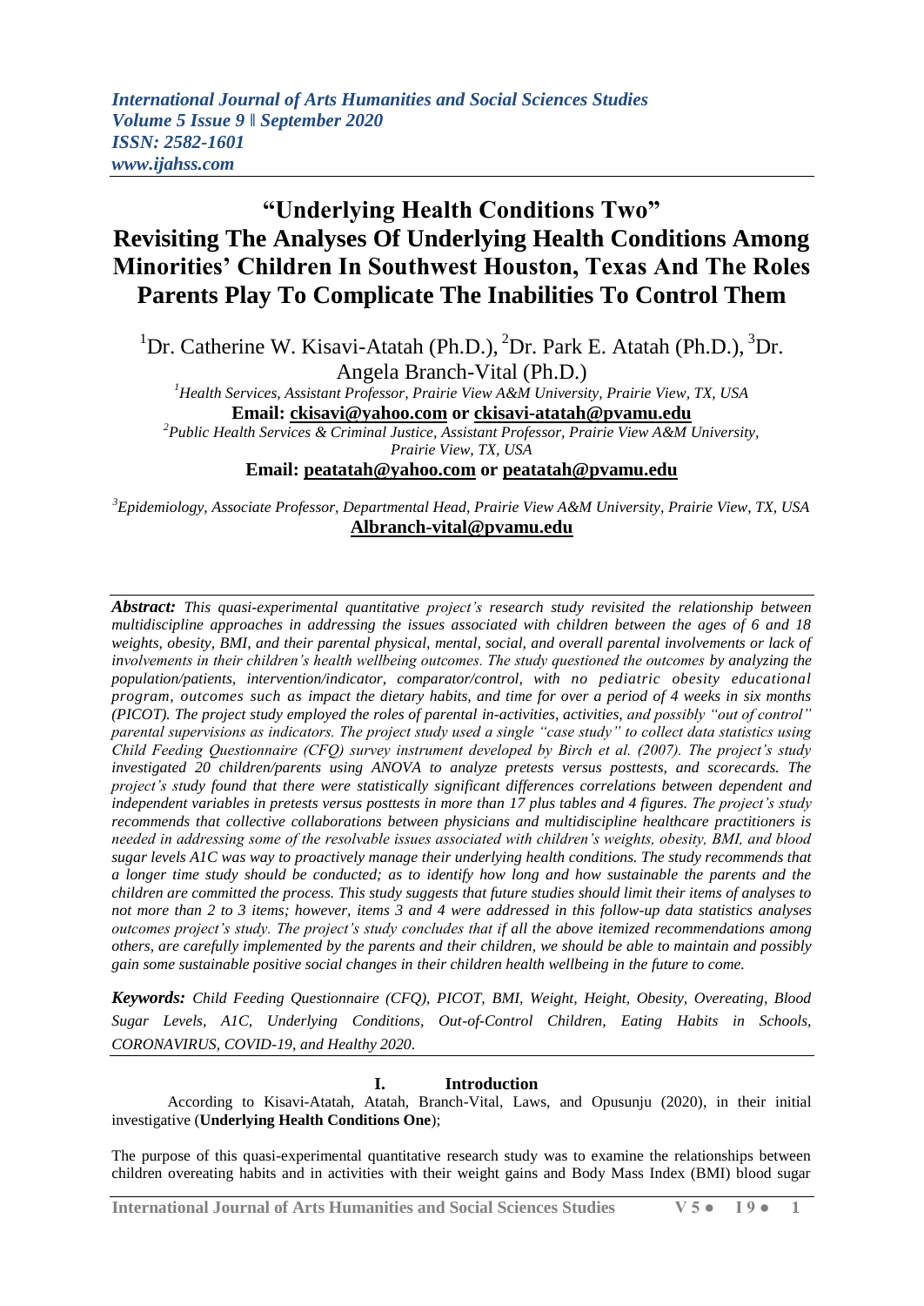# "Underlying Health Conditions Two"
# Revisiting The Analyses Of Underlying Health Conditions Among Minorities' Children In Southwest Houston, Texas And The Roles Parents Play To Complicate The Inabilities To Control Them

[1]Dr. Catherine W. Kisavi-Atatah (Ph.D.), [2]Dr. Park E. Atatah (Ph.D.), [3]Dr. Angela Branch-Vital (Ph.D.)

[1]*Health Services, Assistant Professor, Prairie View A&M University, Prairie View, TX, USA*
**Email: ckisavi@yahoo.com or ckisavi-atatah@pvamu.edu**

[2]*Public Health Services & Criminal Justice, Assistant Professor, Prairie View A&M University, Prairie View, TX, USA*
**Email: peatatah@yahoo.com or peatatah@pvamu.edu**

[3]*Epidemiology, Associate Professor, Departmental Head, Prairie View A&M University, Prairie View, TX, USA*
**Albranch-vital@pvamu.edu**

***Abstract:*** *This quasi-experimental quantitative project's research study revisited the relationship between multidiscipline approaches in addressing the issues associated with children between the ages of 6 and 18 weights, obesity, BMI, and their parental physical, mental, social, and overall parental involvements or lack of involvements in their children's health wellbeing outcomes. The study questioned the outcomes by analyzing the population/patients, intervention/indicator, comparator/control, with no pediatric obesity educational program, outcomes such as impact the dietary habits, and time for over a period of 4 weeks in six months (PICOT). The project study employed the roles of parental in-activities, activities, and possibly "out of control" parental supervisions as indicators. The project study used a single "case study" to collect data statistics using Child Feeding Questionnaire (CFQ) survey instrument developed by Birch et al. (2007). The project's study investigated 20 children/parents using ANOVA to analyze pretests versus posttests, and scorecards. The project's study found that there were statistically significant differences correlations between dependent and independent variables in pretests versus posttests in more than 17 plus tables and 4 figures. The project's study recommends that collective collaborations between physicians and multidiscipline healthcare practitioners is needed in addressing some of the resolvable issues associated with children's weights, obesity, BMI, and blood sugar levels A1C was way to proactively manage their underlying health conditions. The study recommends that a longer time study should be conducted; as to identify how long and how sustainable the parents and the children are committed the process. This study suggests that future studies should limit their items of analyses to not more than 2 to 3 items; however, items 3 and 4 were addressed in this follow-up data statistics analyses outcomes project's study. The project's study concludes that if all the above itemized recommendations among others, are carefully implemented by the parents and their children, we should be able to maintain and possibly gain some sustainable positive social changes in their children health wellbeing in the future to come.*

***Keywords:*** *Child Feeding Questionnaire (CFQ), PICOT, BMI, Weight, Height, Obesity, Overeating, Blood Sugar Levels, A1C, Underlying Conditions, Out-of-Control Children, Eating Habits in Schools, CORONAVIRUS, COVID-19, and Healthy 2020.*

## I. Introduction

According to Kisavi-Atatah, Atatah, Branch-Vital, Laws, and Opusunju (2020), in their initial investigative (**Underlying Health Conditions One**);

The purpose of this quasi-experimental quantitative research study was to examine the relationships between children overeating habits and in activities with their weight gains and Body Mass Index (BMI) blood sugar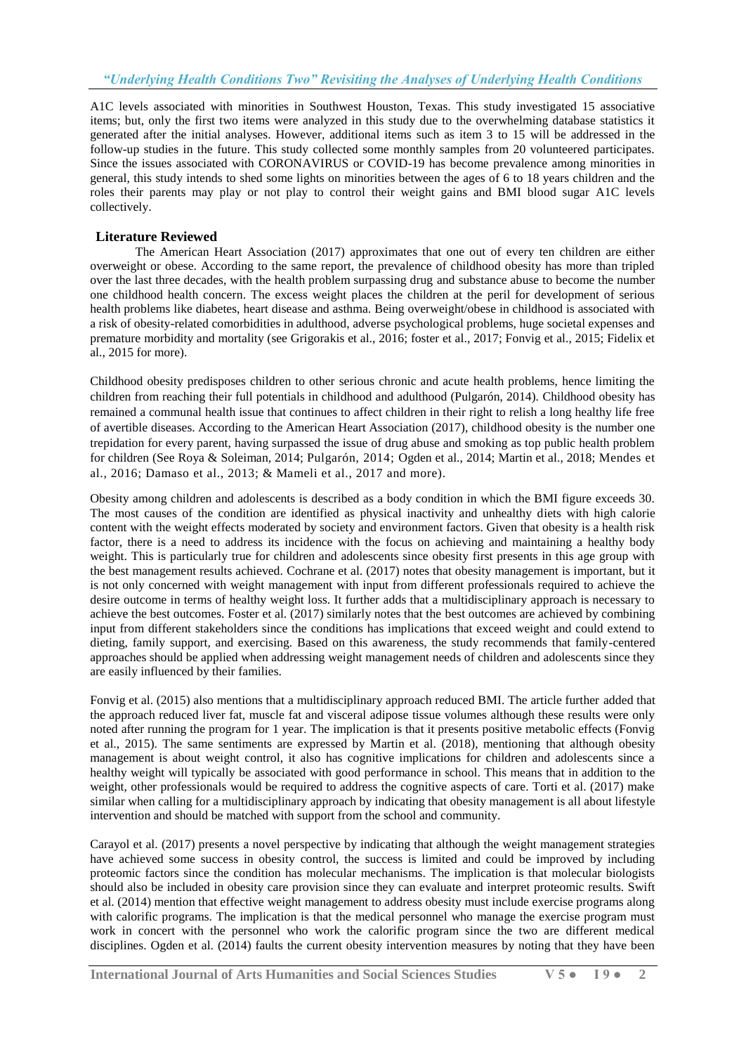A1C levels associated with minorities in Southwest Houston, Texas. This study investigated 15 associative items; but, only the first two items were analyzed in this study due to the overwhelming database statistics it generated after the initial analyses. However, additional items such as item 3 to 15 will be addressed in the follow-up studies in the future. This study collected some monthly samples from 20 volunteered participates. Since the issues associated with CORONAVIRUS or COVID-19 has become prevalence among minorities in general, this study intends to shed some lights on minorities between the ages of 6 to 18 years children and the roles their parents may play or not play to control their weight gains and BMI blood sugar A1C levels collectively.

## Literature Reviewed

The American Heart Association (2017) approximates that one out of every ten children are either overweight or obese. According to the same report, the prevalence of childhood obesity has more than tripled over the last three decades, with the health problem surpassing drug and substance abuse to become the number one childhood health concern. The excess weight places the children at the peril for development of serious health problems like diabetes, heart disease and asthma. Being overweight/obese in childhood is associated with a risk of obesity-related comorbidities in adulthood, adverse psychological problems, huge societal expenses and premature morbidity and mortality (see Grigorakis et al., 2016; foster et al., 2017; Fonvig et al., 2015; Fidelix et al., 2015 for more).

Childhood obesity predisposes children to other serious chronic and acute health problems, hence limiting the children from reaching their full potentials in childhood and adulthood (Pulgarón, 2014). Childhood obesity has remained a communal health issue that continues to affect children in their right to relish a long healthy life free of avertible diseases. According to the American Heart Association (2017), childhood obesity is the number one trepidation for every parent, having surpassed the issue of drug abuse and smoking as top public health problem for children (See Roya & Soleiman, 2014; Pulgarón, 2014; Ogden et al., 2014; Martin et al., 2018; Mendes et al., 2016; Damaso et al., 2013; & Mameli et al., 2017 and more).

Obesity among children and adolescents is described as a body condition in which the BMI figure exceeds 30. The most causes of the condition are identified as physical inactivity and unhealthy diets with high calorie content with the weight effects moderated by society and environment factors. Given that obesity is a health risk factor, there is a need to address its incidence with the focus on achieving and maintaining a healthy body weight. This is particularly true for children and adolescents since obesity first presents in this age group with the best management results achieved. Cochrane et al. (2017) notes that obesity management is important, but it is not only concerned with weight management with input from different professionals required to achieve the desire outcome in terms of healthy weight loss. It further adds that a multidisciplinary approach is necessary to achieve the best outcomes. Foster et al. (2017) similarly notes that the best outcomes are achieved by combining input from different stakeholders since the conditions has implications that exceed weight and could extend to dieting, family support, and exercising. Based on this awareness, the study recommends that family-centered approaches should be applied when addressing weight management needs of children and adolescents since they are easily influenced by their families.

Fonvig et al. (2015) also mentions that a multidisciplinary approach reduced BMI. The article further added that the approach reduced liver fat, muscle fat and visceral adipose tissue volumes although these results were only noted after running the program for 1 year. The implication is that it presents positive metabolic effects (Fonvig et al., 2015). The same sentiments are expressed by Martin et al. (2018), mentioning that although obesity management is about weight control, it also has cognitive implications for children and adolescents since a healthy weight will typically be associated with good performance in school. This means that in addition to the weight, other professionals would be required to address the cognitive aspects of care. Torti et al. (2017) make similar when calling for a multidisciplinary approach by indicating that obesity management is all about lifestyle intervention and should be matched with support from the school and community.

Carayol et al. (2017) presents a novel perspective by indicating that although the weight management strategies have achieved some success in obesity control, the success is limited and could be improved by including proteomic factors since the condition has molecular mechanisms. The implication is that molecular biologists should also be included in obesity care provision since they can evaluate and interpret proteomic results. Swift et al. (2014) mention that effective weight management to address obesity must include exercise programs along with calorific programs. The implication is that the medical personnel who manage the exercise program must work in concert with the personnel who work the calorific program since the two are different medical disciplines. Ogden et al. (2014) faults the current obesity intervention measures by noting that they have been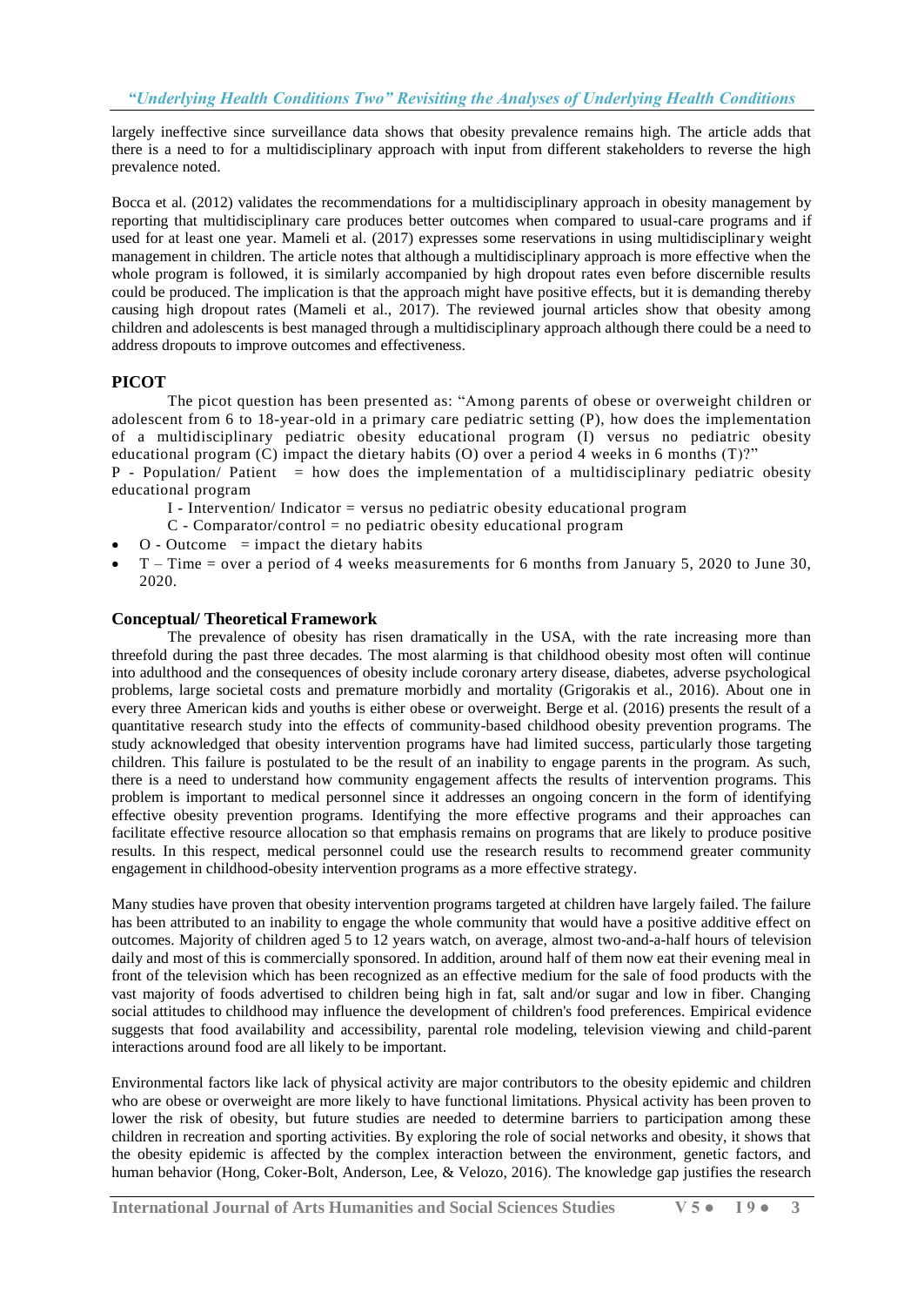largely ineffective since surveillance data shows that obesity prevalence remains high. The article adds that there is a need to for a multidisciplinary approach with input from different stakeholders to reverse the high prevalence noted.

Bocca et al. (2012) validates the recommendations for a multidisciplinary approach in obesity management by reporting that multidisciplinary care produces better outcomes when compared to usual-care programs and if used for at least one year. Mameli et al. (2017) expresses some reservations in using multidisciplinary weight management in children. The article notes that although a multidisciplinary approach is more effective when the whole program is followed, it is similarly accompanied by high dropout rates even before discernible results could be produced. The implication is that the approach might have positive effects, but it is demanding thereby causing high dropout rates (Mameli et al., 2017). The reviewed journal articles show that obesity among children and adolescents is best managed through a multidisciplinary approach although there could be a need to address dropouts to improve outcomes and effectiveness.

## PICOT

The picot question has been presented as: "Among parents of obese or overweight children or adolescent from 6 to 18-year-old in a primary care pediatric setting (P), how does the implementation of a multidisciplinary pediatric obesity educational program (I) versus no pediatric obesity educational program (C) impact the dietary habits (O) over a period 4 weeks in 6 months (T)?"

P - Population/ Patient = how does the implementation of a multidisciplinary pediatric obesity educational program

I - Intervention/ Indicator = versus no pediatric obesity educational program

C - Comparator/control = no pediatric obesity educational program

- O - Outcome = impact the dietary habits
- T – Time = over a period of 4 weeks measurements for 6 months from January 5, 2020 to June 30, 2020.

## Conceptual/ Theoretical Framework

The prevalence of obesity has risen dramatically in the USA, with the rate increasing more than threefold during the past three decades. The most alarming is that childhood obesity most often will continue into adulthood and the consequences of obesity include coronary artery disease, diabetes, adverse psychological problems, large societal costs and premature morbidly and mortality (Grigorakis et al., 2016). About one in every three American kids and youths is either obese or overweight. Berge et al. (2016) presents the result of a quantitative research study into the effects of community-based childhood obesity prevention programs. The study acknowledged that obesity intervention programs have had limited success, particularly those targeting children. This failure is postulated to be the result of an inability to engage parents in the program. As such, there is a need to understand how community engagement affects the results of intervention programs. This problem is important to medical personnel since it addresses an ongoing concern in the form of identifying effective obesity prevention programs. Identifying the more effective programs and their approaches can facilitate effective resource allocation so that emphasis remains on programs that are likely to produce positive results. In this respect, medical personnel could use the research results to recommend greater community engagement in childhood-obesity intervention programs as a more effective strategy.

Many studies have proven that obesity intervention programs targeted at children have largely failed. The failure has been attributed to an inability to engage the whole community that would have a positive additive effect on outcomes. Majority of children aged 5 to 12 years watch, on average, almost two-and-a-half hours of television daily and most of this is commercially sponsored. In addition, around half of them now eat their evening meal in front of the television which has been recognized as an effective medium for the sale of food products with the vast majority of foods advertised to children being high in fat, salt and/or sugar and low in fiber. Changing social attitudes to childhood may influence the development of children's food preferences. Empirical evidence suggests that food availability and accessibility, parental role modeling, television viewing and child-parent interactions around food are all likely to be important.

Environmental factors like lack of physical activity are major contributors to the obesity epidemic and children who are obese or overweight are more likely to have functional limitations. Physical activity has been proven to lower the risk of obesity, but future studies are needed to determine barriers to participation among these children in recreation and sporting activities. By exploring the role of social networks and obesity, it shows that the obesity epidemic is affected by the complex interaction between the environment, genetic factors, and human behavior (Hong, Coker-Bolt, Anderson, Lee, & Velozo, 2016). The knowledge gap justifies the research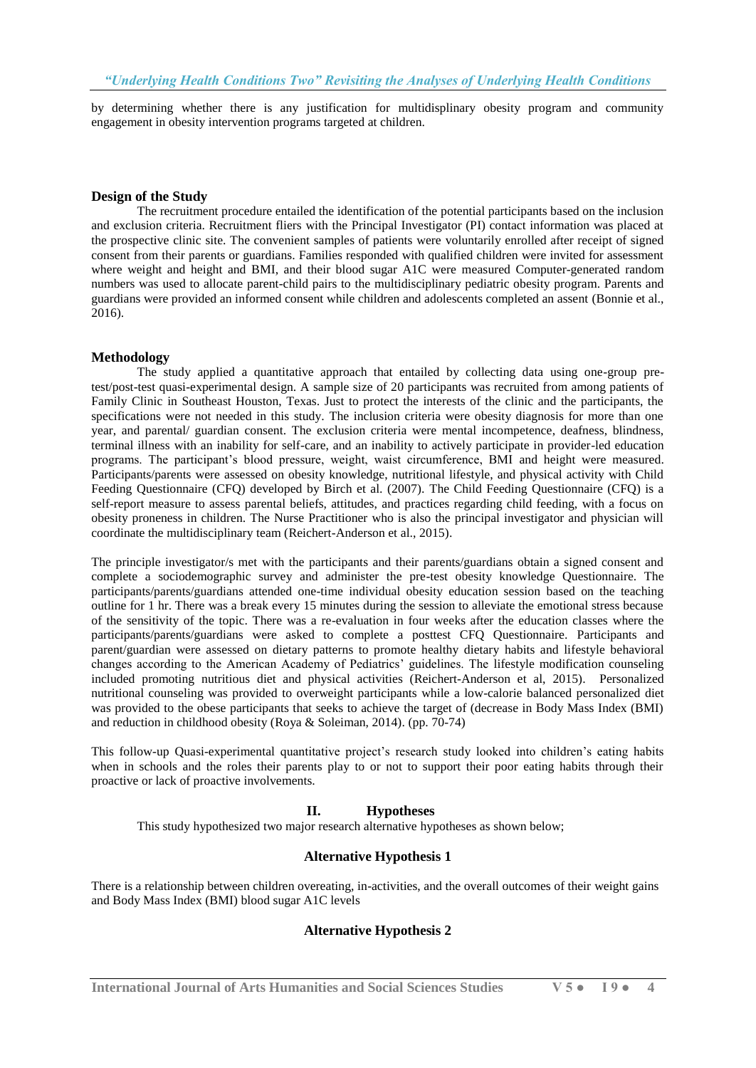by determining whether there is any justification for multidisplinary obesity program and community engagement in obesity intervention programs targeted at children.

### Design of the Study

The recruitment procedure entailed the identification of the potential participants based on the inclusion and exclusion criteria. Recruitment fliers with the Principal Investigator (PI) contact information was placed at the prospective clinic site. The convenient samples of patients were voluntarily enrolled after receipt of signed consent from their parents or guardians. Families responded with qualified children were invited for assessment where weight and height and BMI, and their blood sugar A1C were measured Computer-generated random numbers was used to allocate parent-child pairs to the multidisciplinary pediatric obesity program. Parents and guardians were provided an informed consent while children and adolescents completed an assent (Bonnie et al., 2016).

### Methodology

The study applied a quantitative approach that entailed by collecting data using one-group pre-test/post-test quasi-experimental design. A sample size of 20 participants was recruited from among patients of Family Clinic in Southeast Houston, Texas. Just to protect the interests of the clinic and the participants, the specifications were not needed in this study. The inclusion criteria were obesity diagnosis for more than one year, and parental/ guardian consent. The exclusion criteria were mental incompetence, deafness, blindness, terminal illness with an inability for self-care, and an inability to actively participate in provider-led education programs. The participant's blood pressure, weight, waist circumference, BMI and height were measured. Participants/parents were assessed on obesity knowledge, nutritional lifestyle, and physical activity with Child Feeding Questionnaire (CFQ) developed by Birch et al. (2007). The Child Feeding Questionnaire (CFQ) is a self-report measure to assess parental beliefs, attitudes, and practices regarding child feeding, with a focus on obesity proneness in children. The Nurse Practitioner who is also the principal investigator and physician will coordinate the multidisciplinary team (Reichert-Anderson et al., 2015).

The principle investigator/s met with the participants and their parents/guardians obtain a signed consent and complete a sociodemographic survey and administer the pre-test obesity knowledge Questionnaire. The participants/parents/guardians attended one-time individual obesity education session based on the teaching outline for 1 hr. There was a break every 15 minutes during the session to alleviate the emotional stress because of the sensitivity of the topic. There was a re-evaluation in four weeks after the education classes where the participants/parents/guardians were asked to complete a posttest CFQ Questionnaire. Participants and parent/guardian were assessed on dietary patterns to promote healthy dietary habits and lifestyle behavioral changes according to the American Academy of Pediatrics' guidelines. The lifestyle modification counseling included promoting nutritious diet and physical activities (Reichert-Anderson et al, 2015). Personalized nutritional counseling was provided to overweight participants while a low-calorie balanced personalized diet was provided to the obese participants that seeks to achieve the target of (decrease in Body Mass Index (BMI) and reduction in childhood obesity (Roya & Soleiman, 2014). (pp. 70-74)

This follow-up Quasi-experimental quantitative project's research study looked into children's eating habits when in schools and the roles their parents play to or not to support their poor eating habits through their proactive or lack of proactive involvements.

## II. Hypotheses

This study hypothesized two major research alternative hypotheses as shown below;

### Alternative Hypothesis 1

There is a relationship between children overeating, in-activities, and the overall outcomes of their weight gains and Body Mass Index (BMI) blood sugar A1C levels

### Alternative Hypothesis 2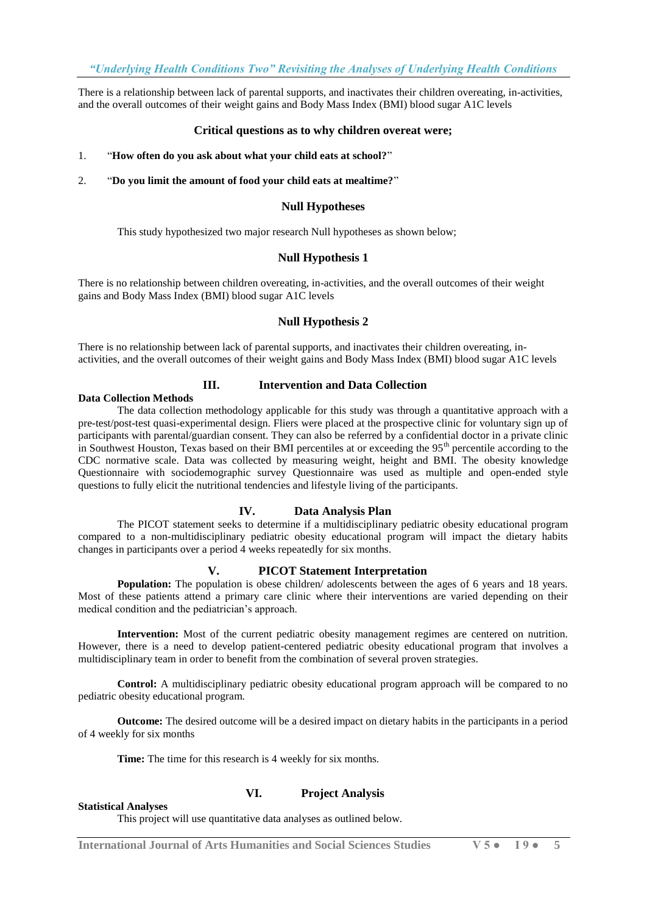There is a relationship between lack of parental supports, and inactivates their children overeating, in-activities, and the overall outcomes of their weight gains and Body Mass Index (BMI) blood sugar A1C levels

### Critical questions as to why children overeat were;

1. "**How often do you ask about what your child eats at school?**"
2. "**Do you limit the amount of food your child eats at mealtime?**"

### Null Hypotheses

This study hypothesized two major research Null hypotheses as shown below;

### Null Hypothesis 1

There is no relationship between children overeating, in-activities, and the overall outcomes of their weight gains and Body Mass Index (BMI) blood sugar A1C levels

### Null Hypothesis 2

There is no relationship between lack of parental supports, and inactivates their children overeating, in-activities, and the overall outcomes of their weight gains and Body Mass Index (BMI) blood sugar A1C levels

## III. Intervention and Data Collection

**Data Collection Methods**

The data collection methodology applicable for this study was through a quantitative approach with a pre-test/post-test quasi-experimental design. Fliers were placed at the prospective clinic for voluntary sign up of participants with parental/guardian consent. They can also be referred by a confidential doctor in a private clinic in Southwest Houston, Texas based on their BMI percentiles at or exceeding the 95$^{th}$ percentile according to the CDC normative scale. Data was collected by measuring weight, height and BMI. The obesity knowledge Questionnaire with sociodemographic survey Questionnaire was used as multiple and open-ended style questions to fully elicit the nutritional tendencies and lifestyle living of the participants.

## IV. Data Analysis Plan

The PICOT statement seeks to determine if a multidisciplinary pediatric obesity educational program compared to a non-multidisciplinary pediatric obesity educational program will impact the dietary habits changes in participants over a period 4 weeks repeatedly for six months.

## V. PICOT Statement Interpretation

**Population:** The population is obese children/ adolescents between the ages of 6 years and 18 years. Most of these patients attend a primary care clinic where their interventions are varied depending on their medical condition and the pediatrician's approach.

**Intervention:** Most of the current pediatric obesity management regimes are centered on nutrition. However, there is a need to develop patient-centered pediatric obesity educational program that involves a multidisciplinary team in order to benefit from the combination of several proven strategies.

**Control:** A multidisciplinary pediatric obesity educational program approach will be compared to no pediatric obesity educational program.

**Outcome:** The desired outcome will be a desired impact on dietary habits in the participants in a period of 4 weekly for six months

**Time:** The time for this research is 4 weekly for six months.

## VI. Project Analysis

**Statistical Analyses**

This project will use quantitative data analyses as outlined below.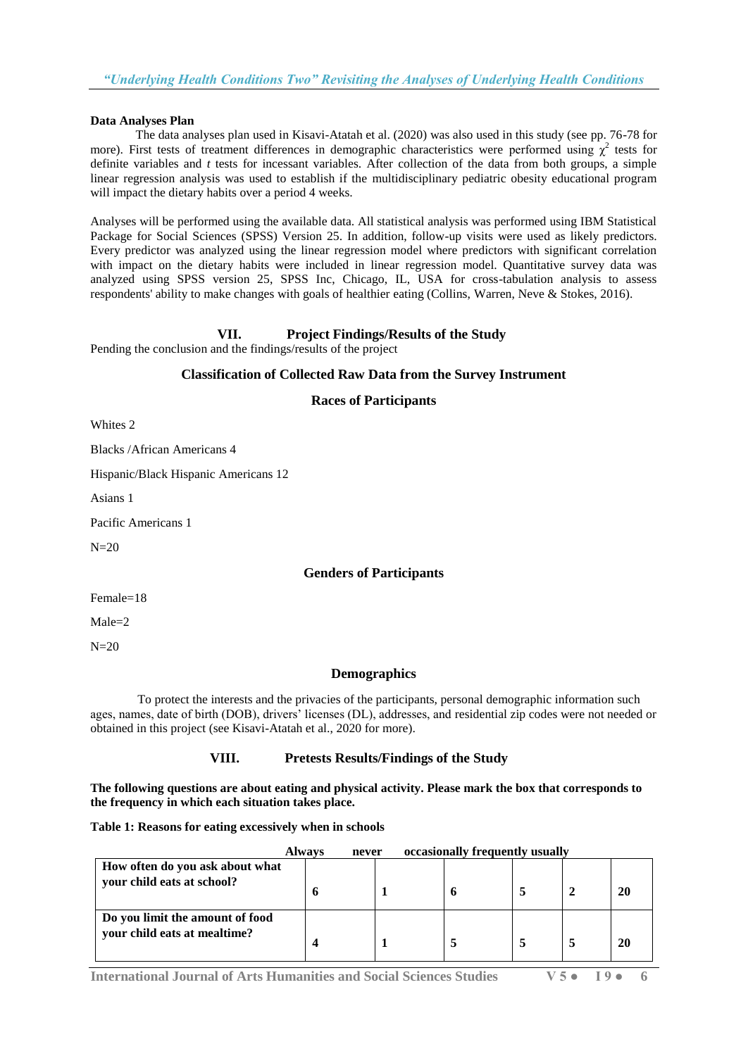**Data Analyses Plan**

The data analyses plan used in Kisavi-Atatah et al. (2020) was also used in this study (see pp. 76-78 for more). First tests of treatment differences in demographic characteristics were performed using $\chi^2$ tests for definite variables and *t* tests for incessant variables. After collection of the data from both groups, a simple linear regression analysis was used to establish if the multidisciplinary pediatric obesity educational program will impact the dietary habits over a period 4 weeks.

Analyses will be performed using the available data. All statistical analysis was performed using IBM Statistical Package for Social Sciences (SPSS) Version 25. In addition, follow-up visits were used as likely predictors. Every predictor was analyzed using the linear regression model where predictors with significant correlation with impact on the dietary habits were included in linear regression model. Quantitative survey data was analyzed using SPSS version 25, SPSS Inc, Chicago, IL, USA for cross-tabulation analysis to assess respondents' ability to make changes with goals of healthier eating (Collins, Warren, Neve & Stokes, 2016).

## VII. Project Findings/Results of the Study

Pending the conclusion and the findings/results of the project

### Classification of Collected Raw Data from the Survey Instrument

### Races of Participants

Whites 2

Blacks /African Americans 4

Hispanic/Black Hispanic Americans 12

Asians 1

Pacific Americans 1

N=20

### Genders of Participants

Female=18

Male=2

N=20

### Demographics

To protect the interests and the privacies of the participants, personal demographic information such ages, names, date of birth (DOB), drivers' licenses (DL), addresses, and residential zip codes were not needed or obtained in this project (see Kisavi-Atatah et al., 2020 for more).

## VIII. Pretests Results/Findings of the Study

**The following questions are about eating and physical activity. Please mark the box that corresponds to the frequency in which each situation takes place.**

**Table 1: Reasons for eating excessively when in schools**

| | **Always** | **never** | **occasionally** | **frequently** | **usually** | |
|---|---|---|---|---|---|---|
| **How often do you ask about what your child eats at school?** | **6** | **1** | **6** | **5** | **2** | **20** |
| **Do you limit the amount of food your child eats at mealtime?** | **4** | **1** | **5** | **5** | **5** | **20** |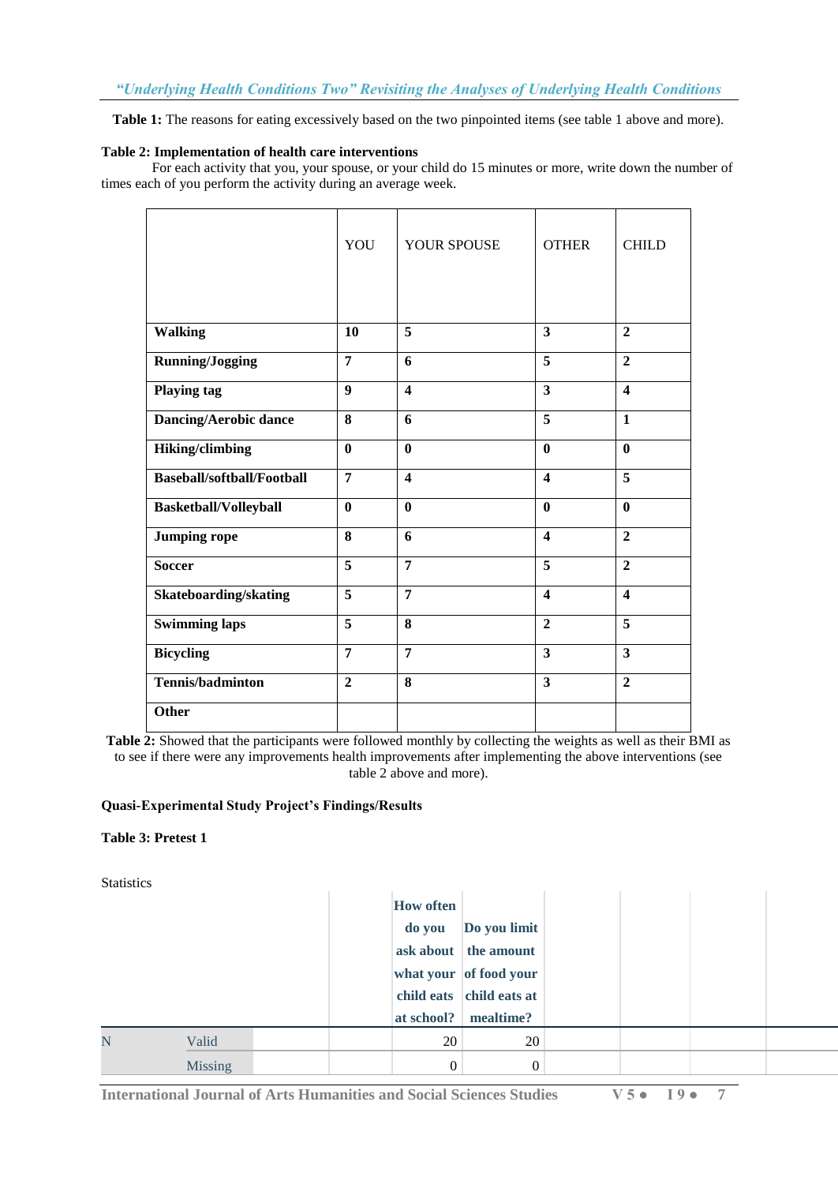**Table 1:** The reasons for eating excessively based on the two pinpointed items (see table 1 above and more).

**Table 2: Implementation of health care interventions**

For each activity that you, your spouse, or your child do 15 minutes or more, write down the number of times each of you perform the activity during an average week.

| | YOU | YOUR SPOUSE | OTHER | CHILD |
|---|---|---|---|---|
| **Walking** | **10** | **5** | **3** | **2** |
| **Running/Jogging** | **7** | **6** | **5** | **2** |
| **Playing tag** | **9** | **4** | **3** | **4** |
| **Dancing/Aerobic dance** | **8** | **6** | **5** | **1** |
| **Hiking/climbing** | **0** | **0** | **0** | **0** |
| **Baseball/softball/Football** | **7** | **4** | **4** | **5** |
| **Basketball/Volleyball** | **0** | **0** | **0** | **0** |
| **Jumping rope** | **8** | **6** | **4** | **2** |
| **Soccer** | **5** | **7** | **5** | **2** |
| **Skateboarding/skating** | **5** | **7** | **4** | **4** |
| **Swimming laps** | **5** | **8** | **2** | **5** |
| **Bicycling** | **7** | **7** | **3** | **3** |
| **Tennis/badminton** | **2** | **8** | **3** | **2** |
| **Other** | | | | |

**Table 2:** Showed that the participants were followed monthly by collecting the weights as well as their BMI as to see if there were any improvements health improvements after implementing the above interventions (see table 2 above and more).

**Quasi-Experimental Study Project's Findings/Results**

**Table 3: Pretest 1**

Statistics

| | | | How often do you ask about what your child eats at school? | Do you limit the amount of food your child eats at mealtime? |
|---|---|---|---|---|
| N | Valid | | 20 | 20 |
| | Missing | | 0 | 0 |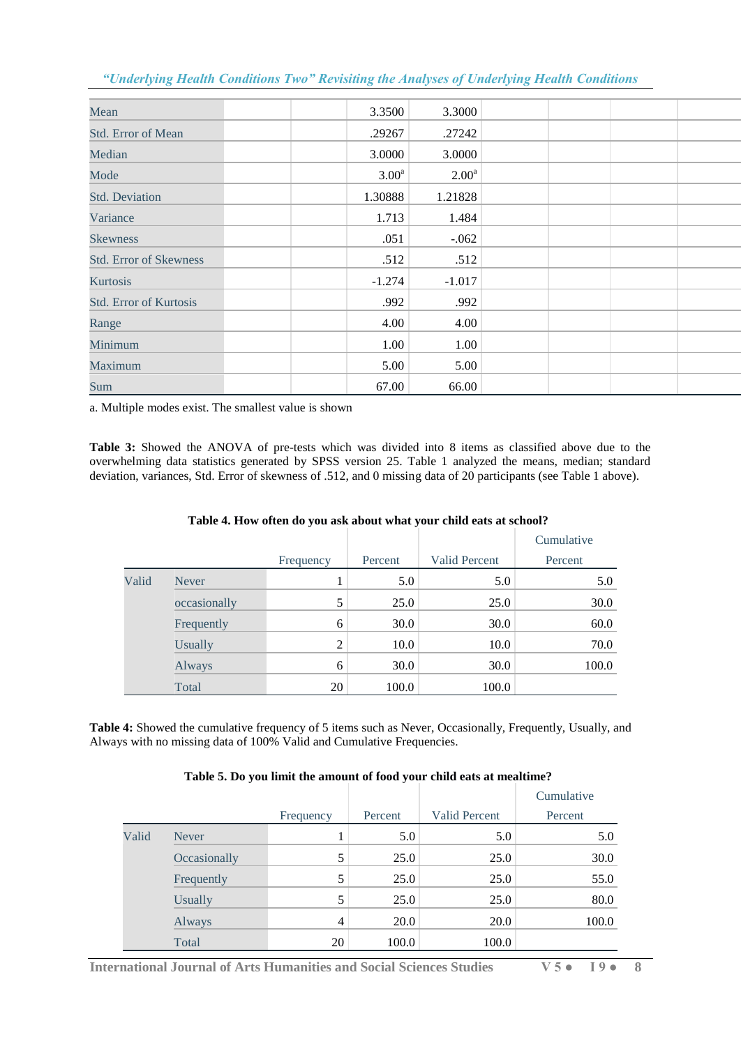| | | | | | | | | |
|---|---|---|---|---|---|---|---|---|
| Mean | | | 3.3500 | 3.3000 | | | | |
| Std. Error of Mean | | | .29267 | .27242 | | | | |
| Median | | | 3.0000 | 3.0000 | | | | |
| Mode | | | 3.00[a] | 2.00[a] | | | | |
| Std. Deviation | | | 1.30888 | 1.21828 | | | | |
| Variance | | | 1.713 | 1.484 | | | | |
| Skewness | | | .051 | -.062 | | | | |
| Std. Error of Skewness | | | .512 | .512 | | | | |
| Kurtosis | | | -1.274 | -1.017 | | | | |
| Std. Error of Kurtosis | | | .992 | .992 | | | | |
| Range | | | 4.00 | 4.00 | | | | |
| Minimum | | | 1.00 | 1.00 | | | | |
| Maximum | | | 5.00 | 5.00 | | | | |
| Sum | | | 67.00 | 66.00 | | | | |

a. Multiple modes exist. The smallest value is shown

**Table 3:** Showed the ANOVA of pre-tests which was divided into 8 items as classified above due to the overwhelming data statistics generated by SPSS version 25. Table 1 analyzed the means, median; standard deviation, variances, Std. Error of skewness of .512, and 0 missing data of 20 participants (see Table 1 above).

**Table 4. How often do you ask about what your child eats at school?**

| | | Frequency | Percent | Valid Percent | Cumulative Percent |
|---|---|---|---|---|---|
| Valid | Never | 1 | 5.0 | 5.0 | 5.0 |
| | occasionally | 5 | 25.0 | 25.0 | 30.0 |
| | Frequently | 6 | 30.0 | 30.0 | 60.0 |
| | Usually | 2 | 10.0 | 10.0 | 70.0 |
| | Always | 6 | 30.0 | 30.0 | 100.0 |
| | Total | 20 | 100.0 | 100.0 | |

**Table 4:** Showed the cumulative frequency of 5 items such as Never, Occasionally, Frequently, Usually, and Always with no missing data of 100% Valid and Cumulative Frequencies.

**Table 5. Do you limit the amount of food your child eats at mealtime?**

| | | Frequency | Percent | Valid Percent | Cumulative Percent |
|---|---|---|---|---|---|
| Valid | Never | 1 | 5.0 | 5.0 | 5.0 |
| | Occasionally | 5 | 25.0 | 25.0 | 30.0 |
| | Frequently | 5 | 25.0 | 25.0 | 55.0 |
| | Usually | 5 | 25.0 | 25.0 | 80.0 |
| | Always | 4 | 20.0 | 20.0 | 100.0 |
| | Total | 20 | 100.0 | 100.0 | |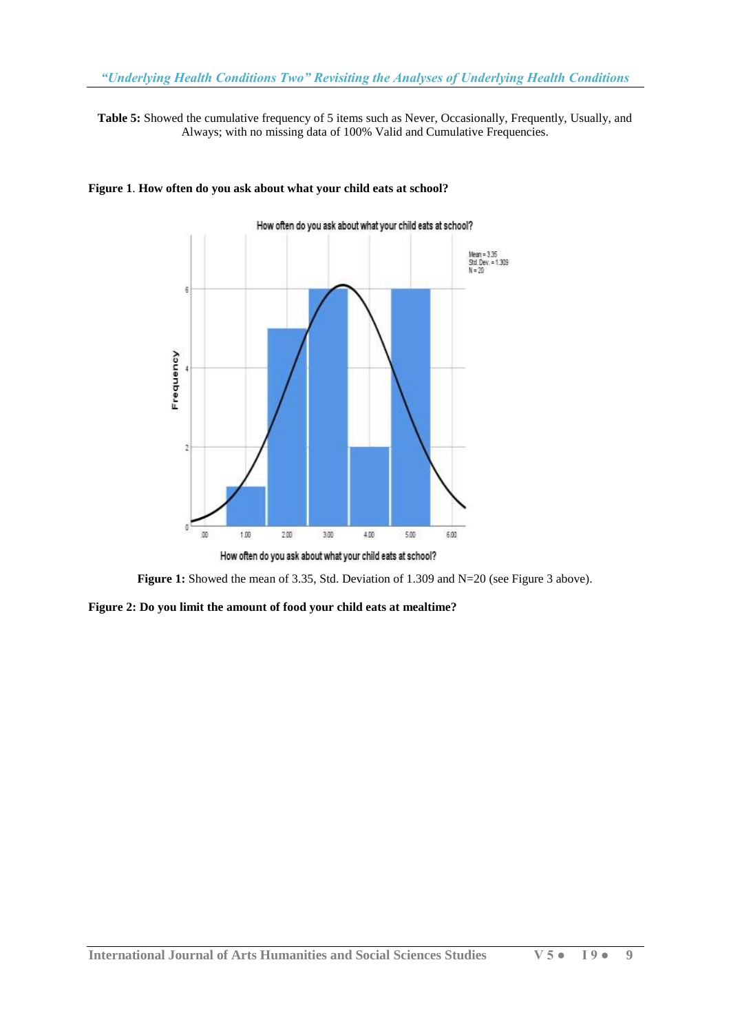**Table 5:** Showed the cumulative frequency of 5 items such as Never, Occasionally, Frequently, Usually, and Always; with no missing data of 100% Valid and Cumulative Frequencies.

**Figure 1**. **How often do you ask about what your child eats at school?**

**Figure 1:** Showed the mean of 3.35, Std. Deviation of 1.309 and N=20 (see Figure 3 above).

**Figure 2: Do you limit the amount of food your child eats at mealtime?**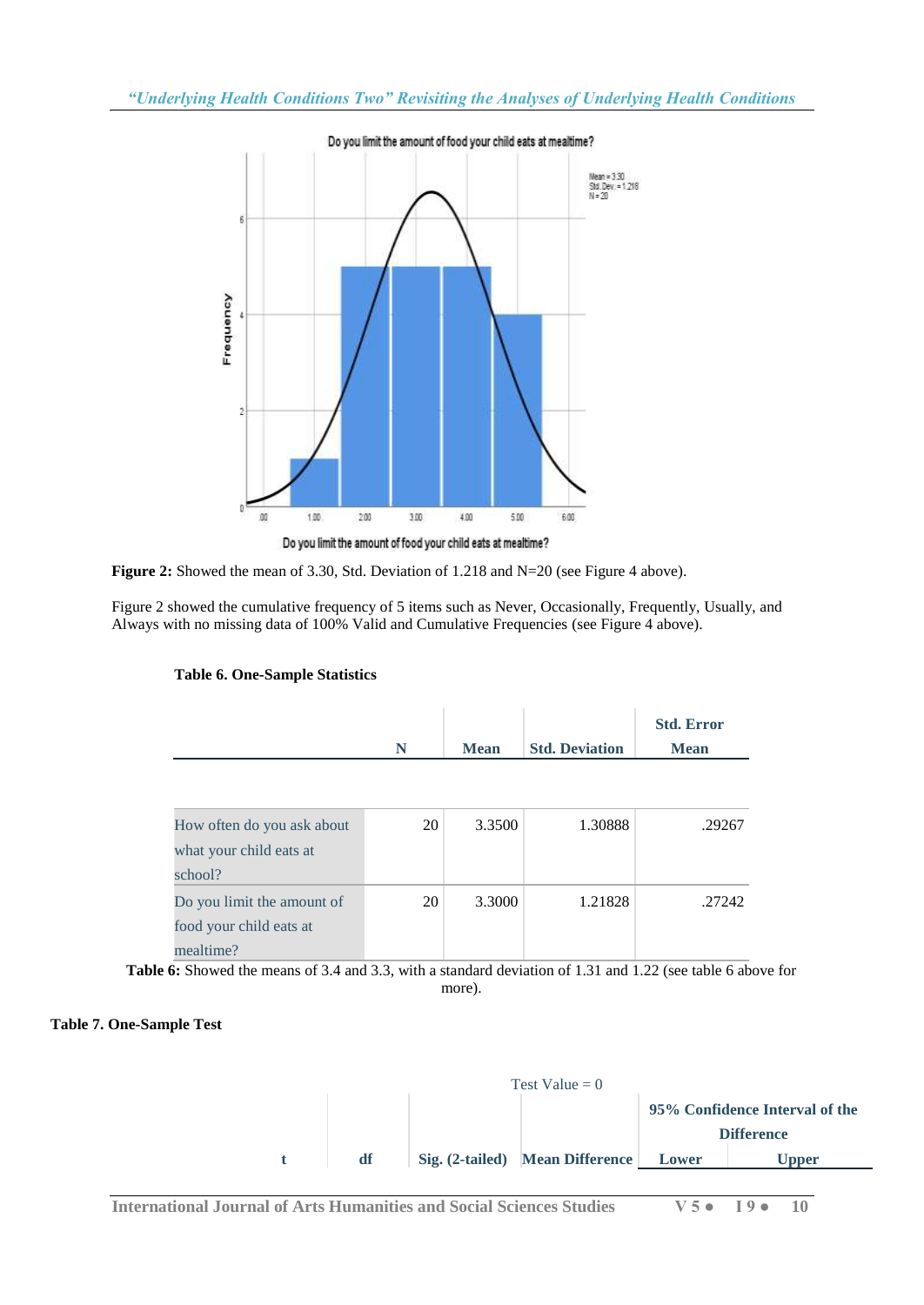Figure 2: Showed the mean of 3.30, Std. Deviation of 1.218 and N=20 (see Figure 4 above).

Figure 2 showed the cumulative frequency of 5 items such as Never, Occasionally, Frequently, Usually, and Always with no missing data of 100% Valid and Cumulative Frequencies (see Figure 4 above).

**Table 6. One-Sample Statistics**

| | N | Mean | Std. Deviation | Std. Error Mean |
|---|---|---|---|---|
| How often do you ask about what your child eats at school? | 20 | 3.3500 | 1.30888 | .29267 |
| Do you limit the amount of food your child eats at mealtime? | 20 | 3.3000 | 1.21828 | .27242 |

**Table 6:** Showed the means of 3.4 and 3.3, with a standard deviation of 1.31 and 1.22 (see table 6 above for more).

**Table 7. One-Sample Test**

| Test Value = 0 | | | | | |
|---|---|---|---|---|---|
| | | | | 95% Confidence Interval of the Difference | |
| t | df | Sig. (2-tailed) | Mean Difference | Lower | Upper |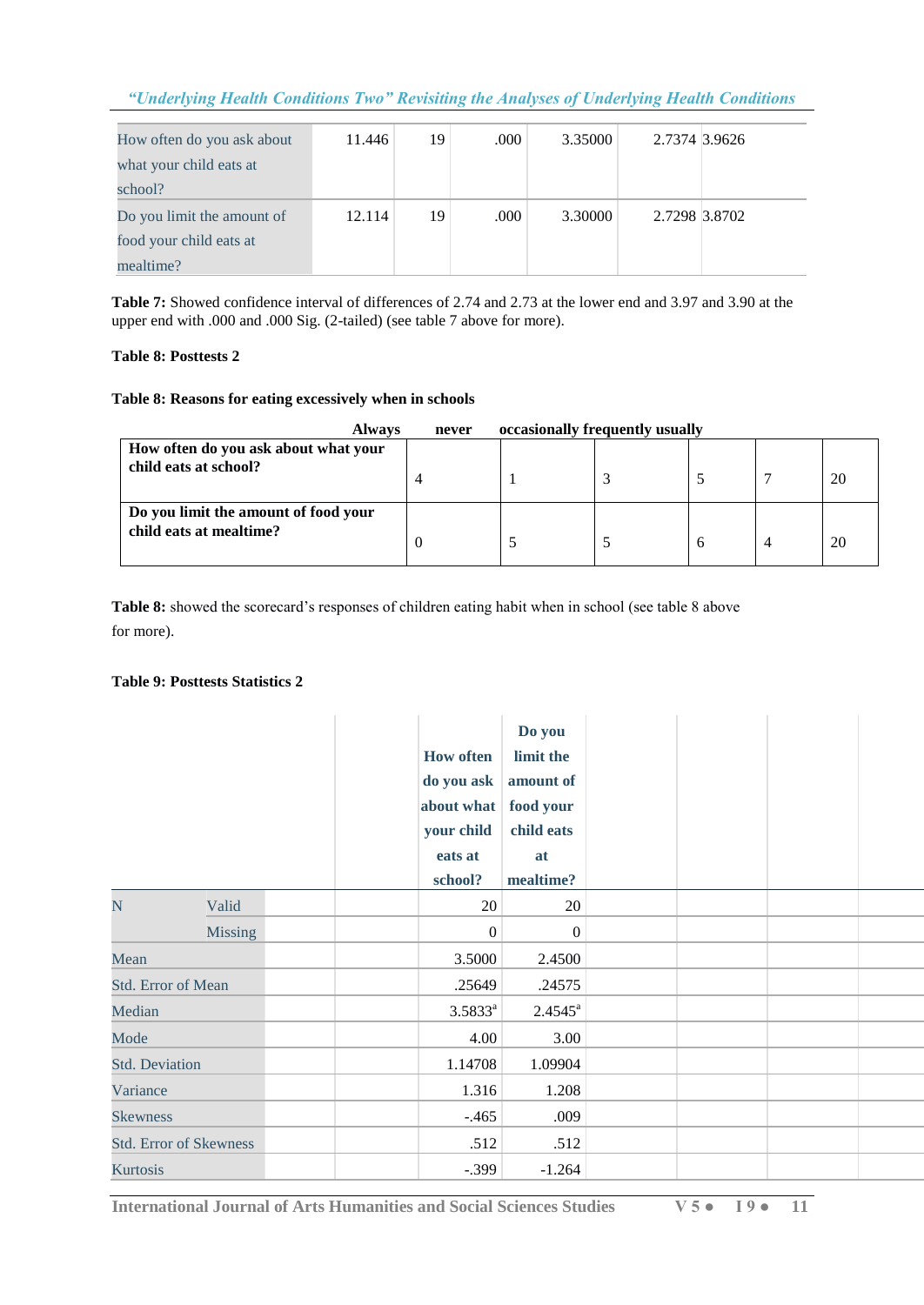| How often do you ask about what your child eats at school? | 11.446 | 19 | .000 | 3.35000 | 2.7374 | 3.9626 |
|---|---|---|---|---|---|---|
| Do you limit the amount of food your child eats at mealtime? | 12.114 | 19 | .000 | 3.30000 | 2.7298 | 3.8702 |

**Table 7:** Showed confidence interval of differences of 2.74 and 2.73 at the lower end and 3.97 and 3.90 at the upper end with .000 and .000 Sig. (2-tailed) (see table 7 above for more).

**Table 8: Posttests 2**

**Table 8: Reasons for eating excessively when in schools**

| | Always | never | occasionally | frequently | usually | |
|---|---|---|---|---|---|---|
| **How often do you ask about what your child eats at school?** | 4 | 1 | 3 | 5 | 7 | 20 |
| **Do you limit the amount of food your child eats at mealtime?** | 0 | 5 | 5 | 6 | 4 | 20 |

**Table 8:** showed the scorecard's responses of children eating habit when in school (see table 8 above for more).

**Table 9: Posttests Statistics 2**

| | | | How often do you ask about what your child eats at school? | Do you limit the amount of food your child eats at mealtime? |
|---|---|---|---|---|
| N | Valid | | 20 | 20 |
| | Missing | | 0 | 0 |
| Mean | | | 3.5000 | 2.4500 |
| Std. Error of Mean | | | .25649 | .24575 |
| Median | | | 3.5833[a] | 2.4545[a] |
| Mode | | | 4.00 | 3.00 |
| Std. Deviation | | | 1.14708 | 1.09904 |
| Variance | | | 1.316 | 1.208 |
| Skewness | | | -.465 | .009 |
| Std. Error of Skewness | | | .512 | .512 |
| Kurtosis | | | -.399 | -1.264 |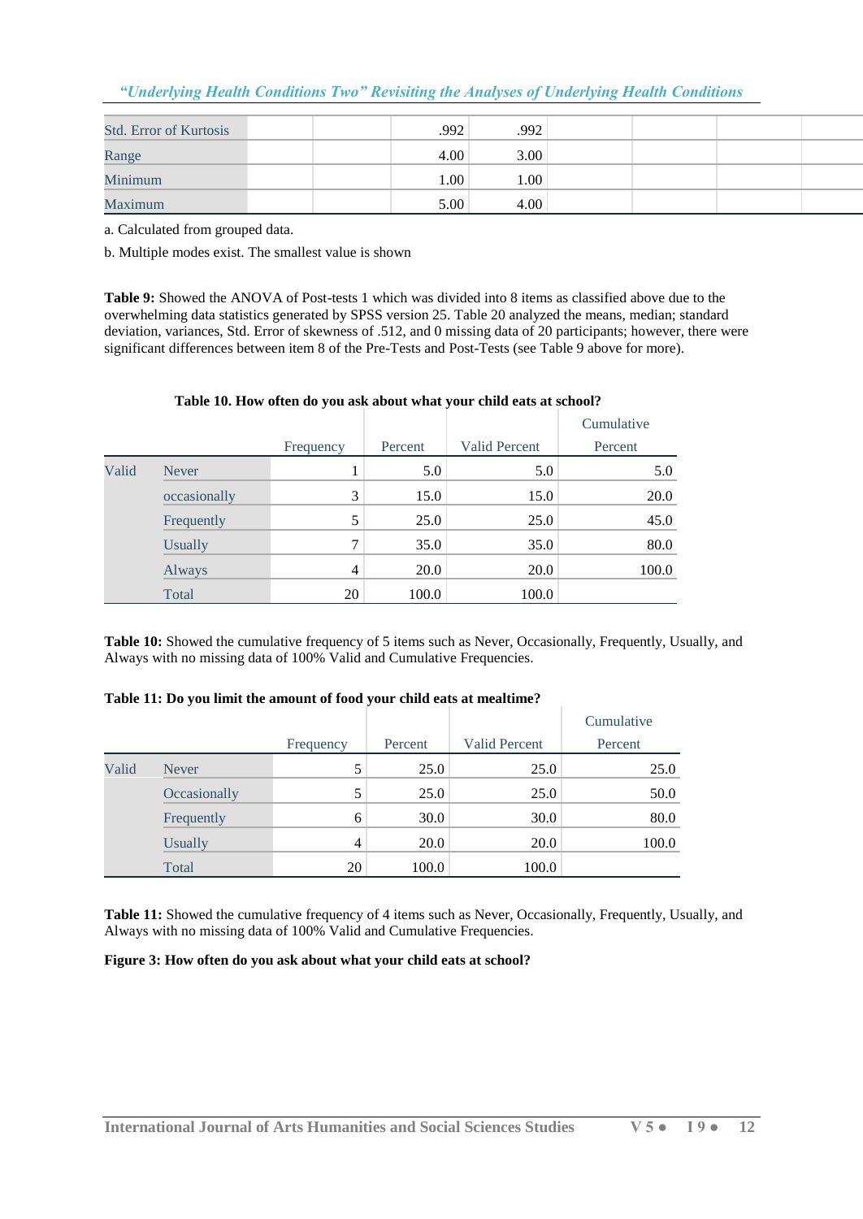| Std. Error of Kurtosis | | | .992 | .992 | | | | |
|---|---|---|---|---|---|---|---|---|
| Range | | | 4.00 | 3.00 | | | | |
| Minimum | | | 1.00 | 1.00 | | | | |
| Maximum | | | 5.00 | 4.00 | | | | |

a. Calculated from grouped data.

b. Multiple modes exist. The smallest value is shown

**Table 9:** Showed the ANOVA of Post-tests 1 which was divided into 8 items as classified above due to the overwhelming data statistics generated by SPSS version 25. Table 20 analyzed the means, median; standard deviation, variances, Std. Error of skewness of .512, and 0 missing data of 20 participants; however, there were significant differences between item 8 of the Pre-Tests and Post-Tests (see Table 9 above for more).

**Table 10. How often do you ask about what your child eats at school?**

| | | Frequency | Percent | Valid Percent | Cumulative Percent |
|---|---|---|---|---|---|
| Valid | Never | 1 | 5.0 | 5.0 | 5.0 |
| | occasionally | 3 | 15.0 | 15.0 | 20.0 |
| | Frequently | 5 | 25.0 | 25.0 | 45.0 |
| | Usually | 7 | 35.0 | 35.0 | 80.0 |
| | Always | 4 | 20.0 | 20.0 | 100.0 |
| | Total | 20 | 100.0 | 100.0 | |

**Table 10:** Showed the cumulative frequency of 5 items such as Never, Occasionally, Frequently, Usually, and Always with no missing data of 100% Valid and Cumulative Frequencies.

**Table 11: Do you limit the amount of food your child eats at mealtime?**

| | | Frequency | Percent | Valid Percent | Cumulative Percent |
|---|---|---|---|---|---|
| Valid | Never | 5 | 25.0 | 25.0 | 25.0 |
| | Occasionally | 5 | 25.0 | 25.0 | 50.0 |
| | Frequently | 6 | 30.0 | 30.0 | 80.0 |
| | Usually | 4 | 20.0 | 20.0 | 100.0 |
| | Total | 20 | 100.0 | 100.0 | |

**Table 11:** Showed the cumulative frequency of 4 items such as Never, Occasionally, Frequently, Usually, and Always with no missing data of 100% Valid and Cumulative Frequencies.

**Figure 3: How often do you ask about what your child eats at school?**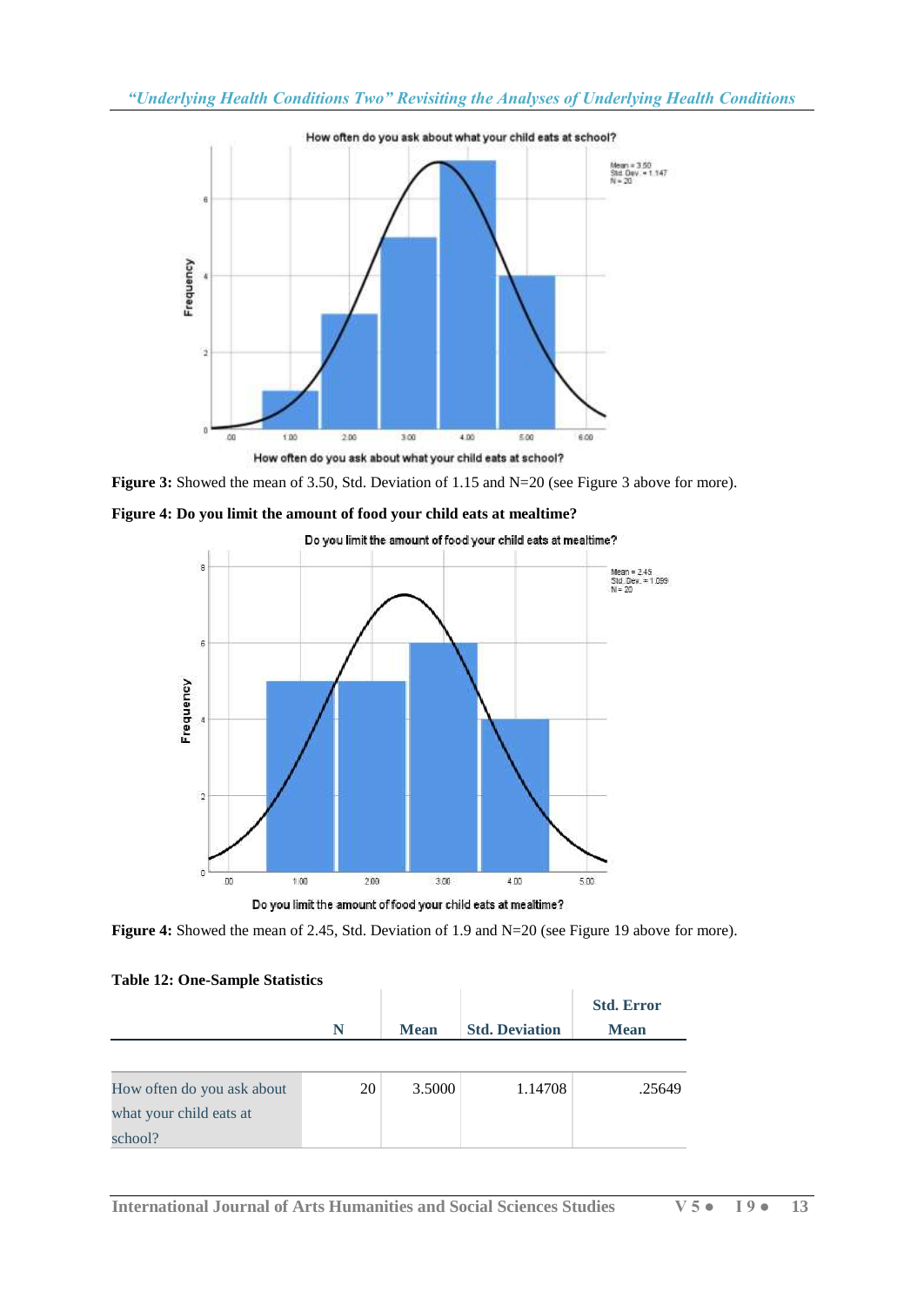**Figure 3:** Showed the mean of 3.50, Std. Deviation of 1.15 and N=20 (see Figure 3 above for more).

**Figure 4: Do you limit the amount of food your child eats at mealtime?**

**Figure 4:** Showed the mean of 2.45, Std. Deviation of 1.9 and N=20 (see Figure 19 above for more).

**Table 12: One-Sample Statistics**

| | N | Mean | Std. Deviation | Std. Error Mean |
|---|---|---|---|---|
| How often do you ask about what your child eats at school? | 20 | 3.5000 | 1.14708 | .25649 |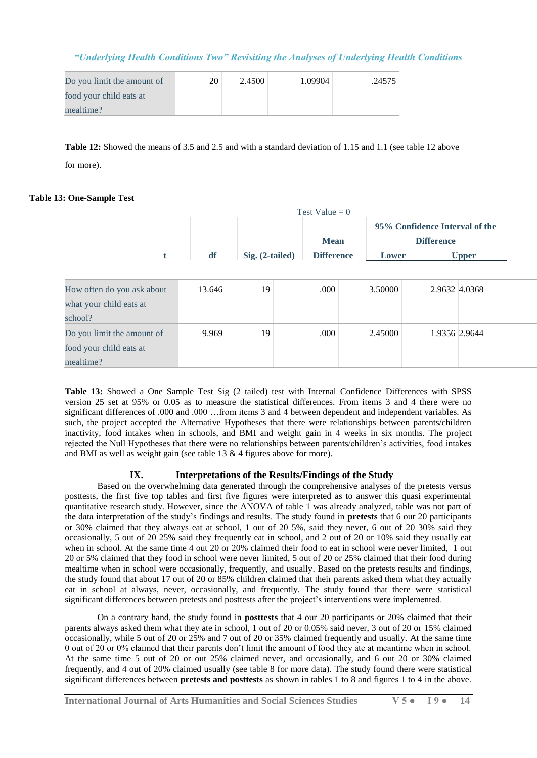| Do you limit the amount of food your child eats at mealtime? | 20 | 2.4500 | 1.09904 | .24575 |
|---|---|---|---|---|

**Table 12:** Showed the means of 3.5 and 2.5 and with a standard deviation of 1.15 and 1.1 (see table 12 above for more).

**Table 13: One-Sample Test**

| | Test Value = 0 | | | | | |
|---|---|---|---|---|---|---|
| | | | | | 95% Confidence Interval of the Difference | |
| | t | df | Sig. (2-tailed) | Mean Difference | Lower | Upper |
| How often do you ask about what your child eats at school? | 13.646 | 19 | .000 | 3.50000 | 2.9632 | 4.0368 |
| Do you limit the amount of food your child eats at mealtime? | 9.969 | 19 | .000 | 2.45000 | 1.9356 | 2.9644 |

**Table 13:** Showed a One Sample Test Sig (2 tailed) test with Internal Confidence Differences with SPSS version 25 set at 95% or 0.05 as to measure the statistical differences. From items 3 and 4 there were no significant differences of .000 and .000 …from items 3 and 4 between dependent and independent variables. As such, the project accepted the Alternative Hypotheses that there were relationships between parents/children inactivity, food intakes when in schools, and BMI and weight gain in 4 weeks in six months. The project rejected the Null Hypotheses that there were no relationships between parents/children's activities, food intakes and BMI as well as weight gain (see table 13 & 4 figures above for more).

## IX. Interpretations of the Results/Findings of the Study

Based on the overwhelming data generated through the comprehensive analyses of the pretests versus posttests, the first five top tables and first five figures were interpreted as to answer this quasi experimental quantitative research study. However, since the ANOVA of table 1 was already analyzed, table was not part of the data interpretation of the study's findings and results. The study found in **pretests** that 6 our 20 participants or 30% claimed that they always eat at school, 1 out of 20 5%, said they never, 6 out of 20 30% said they occasionally, 5 out of 20 25% said they frequently eat in school, and 2 out of 20 or 10% said they usually eat when in school. At the same time 4 out 20 or 20% claimed their food to eat in school were never limited, 1 out 20 or 5% claimed that they food in school were never limited, 5 out of 20 or 25% claimed that their food during mealtime when in school were occasionally, frequently, and usually. Based on the pretests results and findings, the study found that about 17 out of 20 or 85% children claimed that their parents asked them what they actually eat in school at always, never, occasionally, and frequently. The study found that there were statistical significant differences between pretests and posttests after the project's interventions were implemented.

On a contrary hand, the study found in **posttests** that 4 our 20 participants or 20% claimed that their parents always asked them what they ate in school, 1 out of 20 or 0.05% said never, 3 out of 20 or 15% claimed occasionally, while 5 out of 20 or 25% and 7 out of 20 or 35% claimed frequently and usually. At the same time 0 out of 20 or 0% claimed that their parents don't limit the amount of food they ate at meantime when in school. At the same time 5 out of 20 or out 25% claimed never, and occasionally, and 6 out 20 or 30% claimed frequently, and 4 out of 20 or 20% claimed usually (see table 8 for more data). The study found there were statistical significant differences between **pretests and posttests** as shown in tables 1 to 8 and figures 1 to 4 in the above.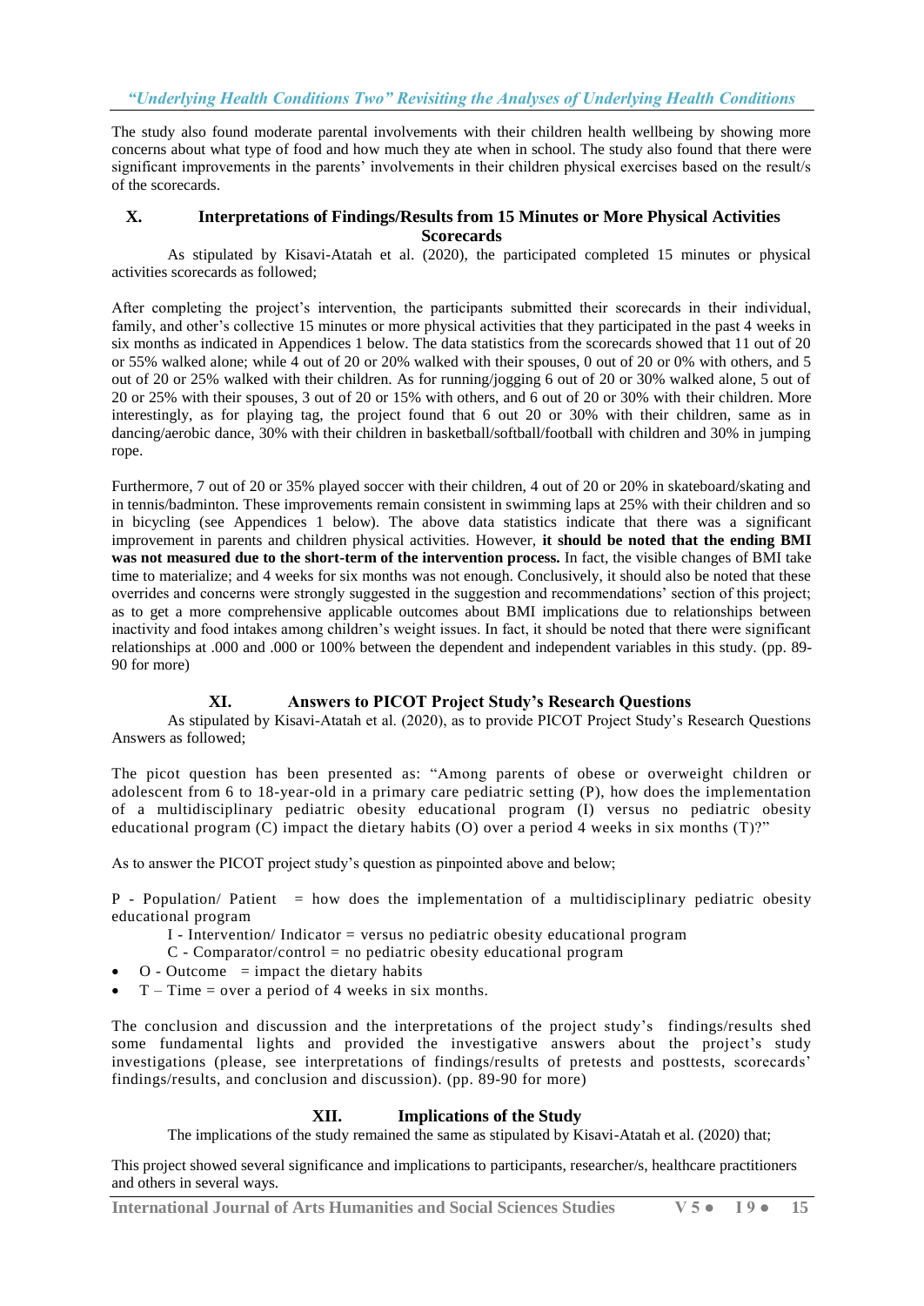The study also found moderate parental involvements with their children health wellbeing by showing more concerns about what type of food and how much they ate when in school. The study also found that there were significant improvements in the parents' involvements in their children physical exercises based on the result/s of the scorecards.

## X. Interpretations of Findings/Results from 15 Minutes or More Physical Activities Scorecards

As stipulated by Kisavi-Atatah et al. (2020), the participated completed 15 minutes or physical activities scorecards as followed;

After completing the project's intervention, the participants submitted their scorecards in their individual, family, and other's collective 15 minutes or more physical activities that they participated in the past 4 weeks in six months as indicated in Appendices 1 below. The data statistics from the scorecards showed that 11 out of 20 or 55% walked alone; while 4 out of 20 or 20% walked with their spouses, 0 out of 20 or 0% with others, and 5 out of 20 or 25% walked with their children. As for running/jogging 6 out of 20 or 30% walked alone, 5 out of 20 or 25% with their spouses, 3 out of 20 or 15% with others, and 6 out of 20 or 30% with their children. More interestingly, as for playing tag, the project found that 6 out 20 or 30% with their children, same as in dancing/aerobic dance, 30% with their children in basketball/softball/football with children and 30% in jumping rope.

Furthermore, 7 out of 20 or 35% played soccer with their children, 4 out of 20 or 20% in skateboard/skating and in tennis/badminton. These improvements remain consistent in swimming laps at 25% with their children and so in bicycling (see Appendices 1 below). The above data statistics indicate that there was a significant improvement in parents and children physical activities. However, **it should be noted that the ending BMI was not measured due to the short-term of the intervention process.** In fact, the visible changes of BMI take time to materialize; and 4 weeks for six months was not enough. Conclusively, it should also be noted that these overrides and concerns were strongly suggested in the suggestion and recommendations' section of this project; as to get a more comprehensive applicable outcomes about BMI implications due to relationships between inactivity and food intakes among children's weight issues. In fact, it should be noted that there were significant relationships at .000 and .000 or 100% between the dependent and independent variables in this study. (pp. 89-90 for more)

## XI. Answers to PICOT Project Study's Research Questions

As stipulated by Kisavi-Atatah et al. (2020), as to provide PICOT Project Study's Research Questions Answers as followed;

The picot question has been presented as: "Among parents of obese or overweight children or adolescent from 6 to 18-year-old in a primary care pediatric setting (P), how does the implementation of a multidisciplinary pediatric obesity educational program (I) versus no pediatric obesity educational program (C) impact the dietary habits (O) over a period 4 weeks in six months (T)?"

As to answer the PICOT project study's question as pinpointed above and below;

P - Population/ Patient = how does the implementation of a multidisciplinary pediatric obesity educational program

I - Intervention/ Indicator = versus no pediatric obesity educational program

C - Comparator/control = no pediatric obesity educational program

- O - Outcome = impact the dietary habits
- T – Time = over a period of 4 weeks in six months.

The conclusion and discussion and the interpretations of the project study's findings/results shed some fundamental lights and provided the investigative answers about the project's study investigations (please, see interpretations of findings/results of pretests and posttests, scorecards' findings/results, and conclusion and discussion). (pp. 89-90 for more)

## XII. Implications of the Study

The implications of the study remained the same as stipulated by Kisavi-Atatah et al. (2020) that;

This project showed several significance and implications to participants, researcher/s, healthcare practitioners and others in several ways.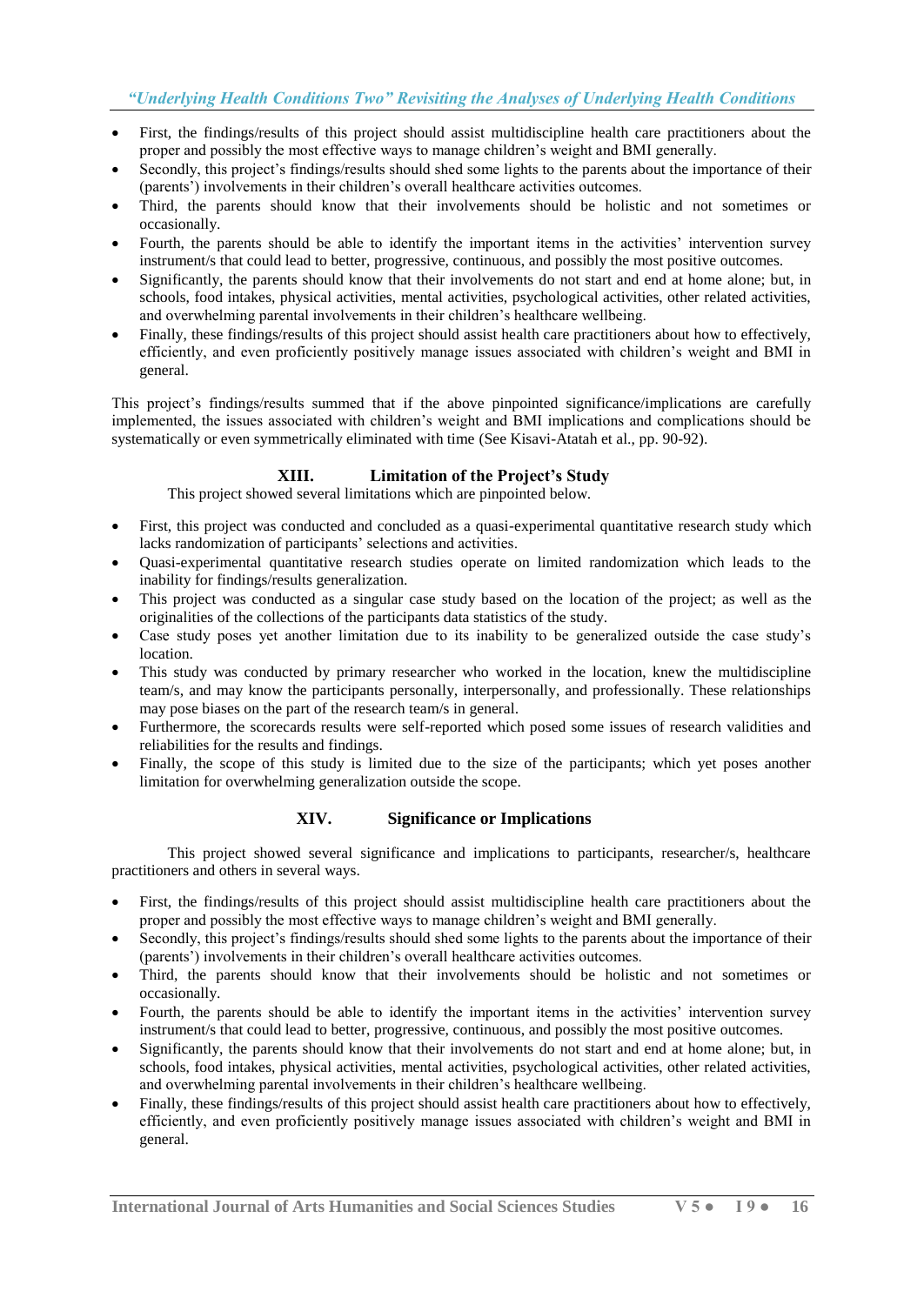- First, the findings/results of this project should assist multidiscipline health care practitioners about the proper and possibly the most effective ways to manage children's weight and BMI generally.
- Secondly, this project's findings/results should shed some lights to the parents about the importance of their (parents') involvements in their children's overall healthcare activities outcomes.
- Third, the parents should know that their involvements should be holistic and not sometimes or occasionally.
- Fourth, the parents should be able to identify the important items in the activities' intervention survey instrument/s that could lead to better, progressive, continuous, and possibly the most positive outcomes.
- Significantly, the parents should know that their involvements do not start and end at home alone; but, in schools, food intakes, physical activities, mental activities, psychological activities, other related activities, and overwhelming parental involvements in their children's healthcare wellbeing.
- Finally, these findings/results of this project should assist health care practitioners about how to effectively, efficiently, and even proficiently positively manage issues associated with children's weight and BMI in general.

This project's findings/results summed that if the above pinpointed significance/implications are carefully implemented, the issues associated with children's weight and BMI implications and complications should be systematically or even symmetrically eliminated with time (See Kisavi-Atatah et al., pp. 90-92).

## XIII. Limitation of the Project's Study

This project showed several limitations which are pinpointed below.

- First, this project was conducted and concluded as a quasi-experimental quantitative research study which lacks randomization of participants' selections and activities.
- Quasi-experimental quantitative research studies operate on limited randomization which leads to the inability for findings/results generalization.
- This project was conducted as a singular case study based on the location of the project; as well as the originalities of the collections of the participants data statistics of the study.
- Case study poses yet another limitation due to its inability to be generalized outside the case study's location.
- This study was conducted by primary researcher who worked in the location, knew the multidiscipline team/s, and may know the participants personally, interpersonally, and professionally. These relationships may pose biases on the part of the research team/s in general.
- Furthermore, the scorecards results were self-reported which posed some issues of research validities and reliabilities for the results and findings.
- Finally, the scope of this study is limited due to the size of the participants; which yet poses another limitation for overwhelming generalization outside the scope.

## XIV. Significance or Implications

This project showed several significance and implications to participants, researcher/s, healthcare practitioners and others in several ways.

- First, the findings/results of this project should assist multidiscipline health care practitioners about the proper and possibly the most effective ways to manage children's weight and BMI generally.
- Secondly, this project's findings/results should shed some lights to the parents about the importance of their (parents') involvements in their children's overall healthcare activities outcomes.
- Third, the parents should know that their involvements should be holistic and not sometimes or occasionally.
- Fourth, the parents should be able to identify the important items in the activities' intervention survey instrument/s that could lead to better, progressive, continuous, and possibly the most positive outcomes.
- Significantly, the parents should know that their involvements do not start and end at home alone; but, in schools, food intakes, physical activities, mental activities, psychological activities, other related activities, and overwhelming parental involvements in their children's healthcare wellbeing.
- Finally, these findings/results of this project should assist health care practitioners about how to effectively, efficiently, and even proficiently positively manage issues associated with children's weight and BMI in general.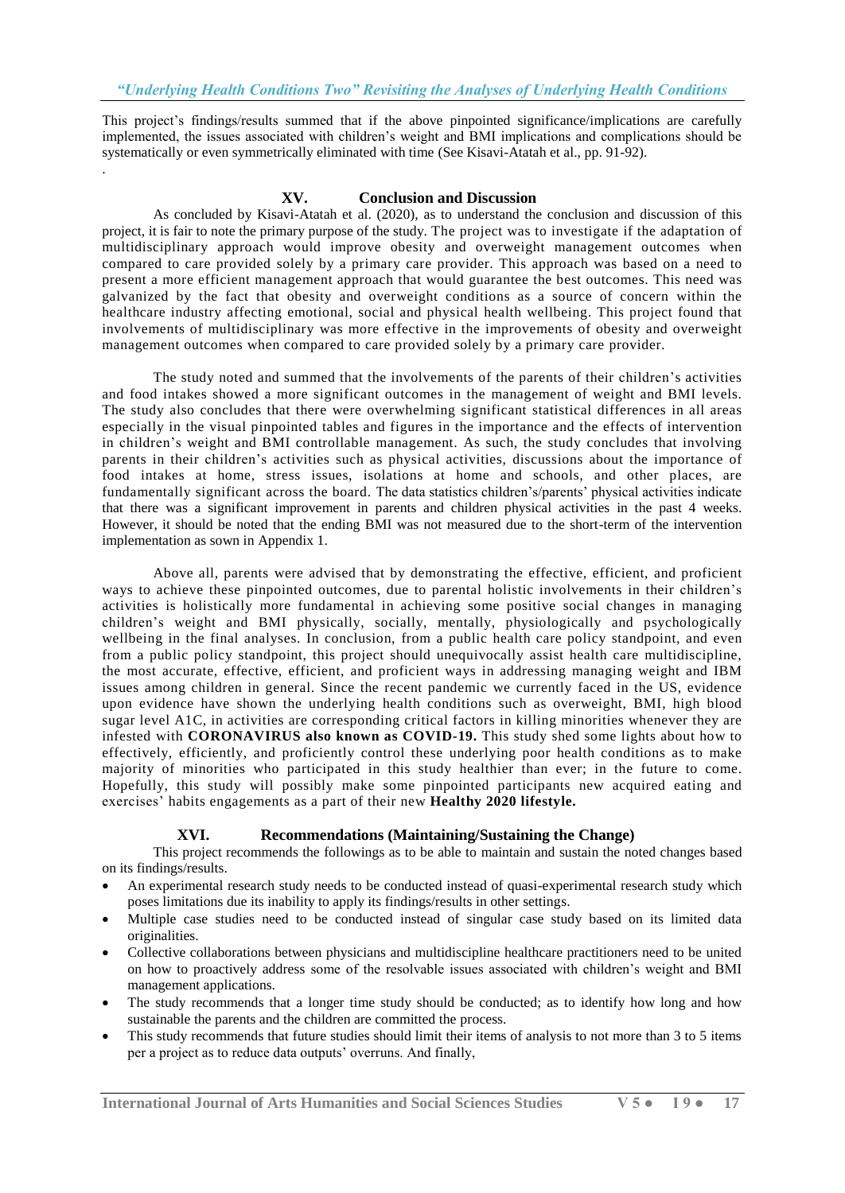This project's findings/results summed that if the above pinpointed significance/implications are carefully implemented, the issues associated with children's weight and BMI implications and complications should be systematically or even symmetrically eliminated with time (See Kisavi-Atatah et al., pp. 91-92).

.

## XV. Conclusion and Discussion

As concluded by Kisavi-Atatah et al. (2020), as to understand the conclusion and discussion of this project, it is fair to note the primary purpose of the study. The project was to investigate if the adaptation of multidisciplinary approach would improve obesity and overweight management outcomes when compared to care provided solely by a primary care provider. This approach was based on a need to present a more efficient management approach that would guarantee the best outcomes. This need was galvanized by the fact that obesity and overweight conditions as a source of concern within the healthcare industry affecting emotional, social and physical health wellbeing. This project found that involvements of multidisciplinary was more effective in the improvements of obesity and overweight management outcomes when compared to care provided solely by a primary care provider.

The study noted and summed that the involvements of the parents of their children's activities and food intakes showed a more significant outcomes in the management of weight and BMI levels. The study also concludes that there were overwhelming significant statistical differences in all areas especially in the visual pinpointed tables and figures in the importance and the effects of intervention in children's weight and BMI controllable management. As such, the study concludes that involving parents in their children's activities such as physical activities, discussions about the importance of food intakes at home, stress issues, isolations at home and schools, and other places, are fundamentally significant across the board. The data statistics children's/parents' physical activities indicate that there was a significant improvement in parents and children physical activities in the past 4 weeks. However, it should be noted that the ending BMI was not measured due to the short-term of the intervention implementation as sown in Appendix 1.

Above all, parents were advised that by demonstrating the effective, efficient, and proficient ways to achieve these pinpointed outcomes, due to parental holistic involvements in their children's activities is holistically more fundamental in achieving some positive social changes in managing children's weight and BMI physically, socially, mentally, physiologically and psychologically wellbeing in the final analyses. In conclusion, from a public health care policy standpoint, and even from a public policy standpoint, this project should unequivocally assist health care multidiscipline, the most accurate, effective, efficient, and proficient ways in addressing managing weight and IBM issues among children in general. Since the recent pandemic we currently faced in the US, evidence upon evidence have shown the underlying health conditions such as overweight, BMI, high blood sugar level A1C, in activities are corresponding critical factors in killing minorities whenever they are infested with **CORONAVIRUS also known as COVID-19.** This study shed some lights about how to effectively, efficiently, and proficiently control these underlying poor health conditions as to make majority of minorities who participated in this study healthier than ever; in the future to come. Hopefully, this study will possibly make some pinpointed participants new acquired eating and exercises' habits engagements as a part of their new **Healthy 2020 lifestyle.**

## XVI. Recommendations (Maintaining/Sustaining the Change)

This project recommends the followings as to be able to maintain and sustain the noted changes based on its findings/results.

- An experimental research study needs to be conducted instead of quasi-experimental research study which poses limitations due its inability to apply its findings/results in other settings.
- Multiple case studies need to be conducted instead of singular case study based on its limited data originalities.
- Collective collaborations between physicians and multidiscipline healthcare practitioners need to be united on how to proactively address some of the resolvable issues associated with children's weight and BMI management applications.
- The study recommends that a longer time study should be conducted; as to identify how long and how sustainable the parents and the children are committed the process.
- This study recommends that future studies should limit their items of analysis to not more than 3 to 5 items per a project as to reduce data outputs' overruns. And finally,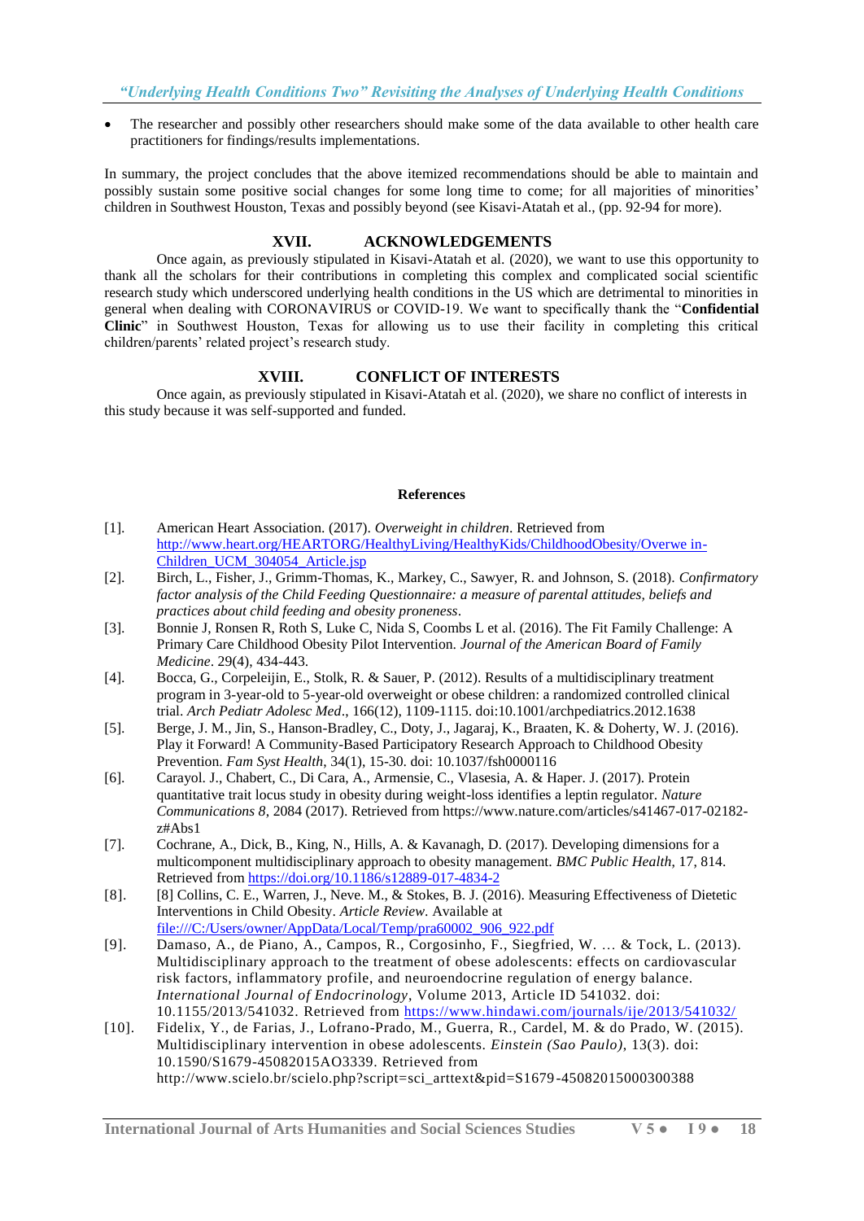- The researcher and possibly other researchers should make some of the data available to other health care practitioners for findings/results implementations.

In summary, the project concludes that the above itemized recommendations should be able to maintain and possibly sustain some positive social changes for some long time to come; for all majorities of minorities' children in Southwest Houston, Texas and possibly beyond (see Kisavi-Atatah et al., (pp. 92-94 for more).

## XVII. ACKNOWLEDGEMENTS

Once again, as previously stipulated in Kisavi-Atatah et al. (2020), we want to use this opportunity to thank all the scholars for their contributions in completing this complex and complicated social scientific research study which underscored underlying health conditions in the US which are detrimental to minorities in general when dealing with CORONAVIRUS or COVID-19. We want to specifically thank the "**Confidential Clinic**" in Southwest Houston, Texas for allowing us to use their facility in completing this critical children/parents' related project's research study.

## XVIII. CONFLICT OF INTERESTS

Once again, as previously stipulated in Kisavi-Atatah et al. (2020), we share no conflict of interests in this study because it was self-supported and funded.

## References

[1]. American Heart Association. (2017). *Overweight in children*. Retrieved from http://www.heart.org/HEARTORG/HealthyLiving/HealthyKids/ChildhoodObesity/Overwe in-Children_UCM_304054_Article.jsp

[2]. Birch, L., Fisher, J., Grimm-Thomas, K., Markey, C., Sawyer, R. and Johnson, S. (2018). *Confirmatory factor analysis of the Child Feeding Questionnaire: a measure of parental attitudes, beliefs and practices about child feeding and obesity proneness*.

[3]. Bonnie J, Ronsen R, Roth S, Luke C, Nida S, Coombs L et al. (2016). The Fit Family Challenge: A Primary Care Childhood Obesity Pilot Intervention. *Journal of the American Board of Family Medicine*. 29(4), 434-443.

[4]. Bocca, G., Corpeleijin, E., Stolk, R. & Sauer, P. (2012). Results of a multidisciplinary treatment program in 3-year-old to 5-year-old overweight or obese children: a randomized controlled clinical trial. *Arch Pediatr Adolesc Med*., 166(12), 1109-1115. doi:10.1001/archpediatrics.2012.1638

[5]. Berge, J. M., Jin, S., Hanson-Bradley, C., Doty, J., Jagaraj, K., Braaten, K. & Doherty, W. J. (2016). Play it Forward! A Community-Based Participatory Research Approach to Childhood Obesity Prevention. *Fam Syst Health*, 34(1), 15-30. doi: 10.1037/fsh0000116

[6]. Carayol. J., Chabert, C., Di Cara, A., Armensie, C., Vlasesia, A. & Haper. J. (2017). Protein quantitative trait locus study in obesity during weight-loss identifies a leptin regulator. *Nature Communications 8*, 2084 (2017). Retrieved from https://www.nature.com/articles/s41467-017-02182-z#Abs1

[7]. Cochrane, A., Dick, B., King, N., Hills, A. & Kavanagh, D. (2017). Developing dimensions for a multicomponent multidisciplinary approach to obesity management. *BMC Public Health*, 17, 814. Retrieved from https://doi.org/10.1186/s12889-017-4834-2

[8]. [8] Collins, C. E., Warren, J., Neve. M., & Stokes, B. J. (2016). Measuring Effectiveness of Dietetic Interventions in Child Obesity. *Article Review*. Available at file:///C:/Users/owner/AppData/Local/Temp/pra60002_906_922.pdf

[9]. Damaso, A., de Piano, A., Campos, R., Corgosinho, F., Siegfried, W. … & Tock, L. (2013). Multidisciplinary approach to the treatment of obese adolescents: effects on cardiovascular risk factors, inflammatory profile, and neuroendocrine regulation of energy balance. *International Journal of Endocrinology*, Volume 2013, Article ID 541032. doi: 10.1155/2013/541032. Retrieved from https://www.hindawi.com/journals/ije/2013/541032/

[10]. Fidelix, Y., de Farias, J., Lofrano-Prado, M., Guerra, R., Cardel, M. & do Prado, W. (2015). Multidisciplinary intervention in obese adolescents. *Einstein (Sao Paulo)*, 13(3). doi: 10.1590/S1679-45082015AO3339. Retrieved from http://www.scielo.br/scielo.php?script=sci_arttext&pid=S1679-45082015000300388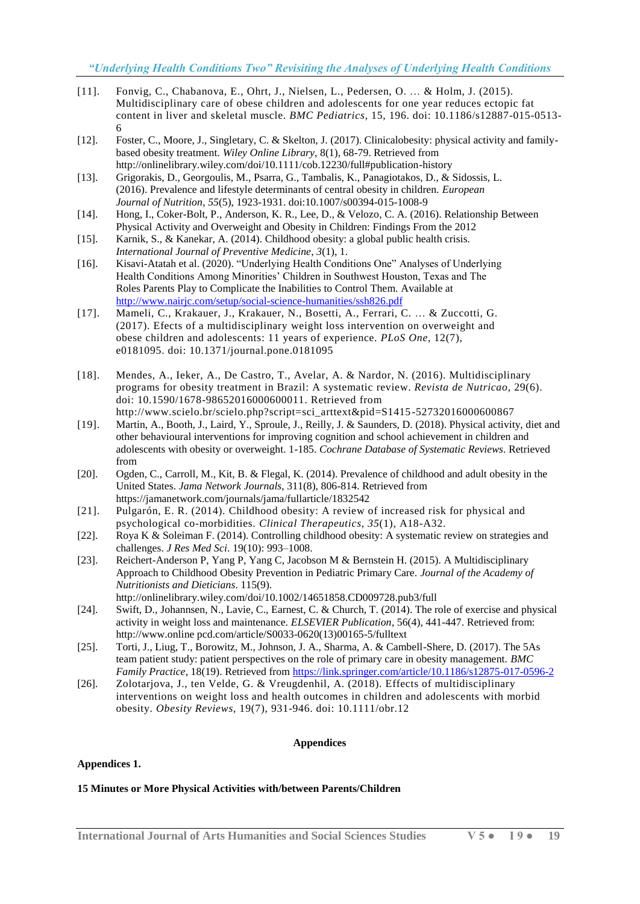[11]. Fonvig, C., Chabanova, E., Ohrt, J., Nielsen, L., Pedersen, O. … & Holm, J. (2015). Multidisciplinary care of obese children and adolescents for one year reduces ectopic fat content in liver and skeletal muscle. *BMC Pediatrics*, 15, 196. doi: 10.1186/s12887-015-0513-6

[12]. Foster, C., Moore, J., Singletary, C. & Skelton, J. (2017). Clinicalobesity: physical activity and family-based obesity treatment. *Wiley Online Library*, 8(1), 68-79. Retrieved from http://onlinelibrary.wiley.com/doi/10.1111/cob.12230/full#publication-history

[13]. Grigorakis, D., Georgoulis, M., Psarra, G., Tambalis, K., Panagiotakos, D., & Sidossis, L. (2016). Prevalence and lifestyle determinants of central obesity in children. *European Journal of Nutrition*, *55*(5), 1923-1931. doi:10.1007/s00394-015-1008-9

[14]. Hong, I., Coker-Bolt, P., Anderson, K. R., Lee, D., & Velozo, C. A. (2016). Relationship Between Physical Activity and Overweight and Obesity in Children: Findings From the 2012

[15]. Karnik, S., & Kanekar, A. (2014). Childhood obesity: a global public health crisis. *International Journal of Preventive Medicine*, *3*(1), 1.

[16]. Kisavi-Atatah et al. (2020). "Underlying Health Conditions One" Analyses of Underlying Health Conditions Among Minorities' Children in Southwest Houston, Texas and The Roles Parents Play to Complicate the Inabilities to Control Them. Available at http://www.nairjc.com/setup/social-science-humanities/ssh826.pdf

[17]. Mameli, C., Krakauer, J., Krakauer, N., Bosetti, A., Ferrari, C. … & Zuccotti, G. (2017). Efects of a multidisciplinary weight loss intervention on overweight and obese children and adolescents: 11 years of experience. *PLoS One*, 12(7), e0181095. doi: 10.1371/journal.pone.0181095

[18]. Mendes, A., Ieker, A., De Castro, T., Avelar, A. & Nardor, N. (2016). Multidisciplinary programs for obesity treatment in Brazil: A systematic review. *Revista de Nutricao*, 29(6). doi: 10.1590/1678-98652016000600011. Retrieved from http://www.scielo.br/scielo.php?script=sci_arttext&pid=S1415-52732016000600867

[19]. Martin, A., Booth, J., Laird, Y., Sproule, J., Reilly, J. & Saunders, D. (2018). Physical activity, diet and other behavioural interventions for improving cognition and school achievement in children and adolescents with obesity or overweight. 1-185. *Cochrane Database of Systematic Reviews*. Retrieved from

[20]. Ogden, C., Carroll, M., Kit, B. & Flegal, K. (2014). Prevalence of childhood and adult obesity in the United States. *Jama Network Journals*, 311(8), 806-814. Retrieved from https://jamanetwork.com/journals/jama/fullarticle/1832542

[21]. Pulgarón, E. R. (2014). Childhood obesity: A review of increased risk for physical and psychological co-morbidities. *Clinical Therapeutics*, *35*(1), A18-A32.

[22]. Roya K & Soleiman F. (2014). Controlling childhood obesity: A systematic review on strategies and challenges. *J Res Med Sci*. 19(10): 993–1008.

[23]. Reichert-Anderson P, Yang P, Yang C, Jacobson M & Bernstein H. (2015). A Multidisciplinary Approach to Childhood Obesity Prevention in Pediatric Primary Care. *Journal of the Academy of Nutritionists and Dieticians*. 115(9). http://onlinelibrary.wiley.com/doi/10.1002/14651858.CD009728.pub3/full

[24]. Swift, D., Johannsen, N., Lavie, C., Earnest, C. & Church, T. (2014). The role of exercise and physical activity in weight loss and maintenance. *ELSEVIER Publication*, 56(4), 441-447. Retrieved from: http://www.online pcd.com/article/S0033-0620(13)00165-5/fulltext

[25]. Torti, J., Liug, T., Borowitz, M., Johnson, J. A., Sharma, A. & Cambell-Shere, D. (2017). The 5As team patient study: patient perspectives on the role of primary care in obesity management. *BMC Family Practice*, 18(19). Retrieved from https://link.springer.com/article/10.1186/s12875-017-0596-2

[26]. Zolotarjova, J., ten Velde, G. & Vreugdenhil, A. (2018). Effects of multidisciplinary interventions on weight loss and health outcomes in children and adolescents with morbid obesity. *Obesity Reviews*, 19(7), 931-946. doi: 10.1111/obr.12

## Appendices

**Appendices 1.**

**15 Minutes or More Physical Activities with/between Parents/Children**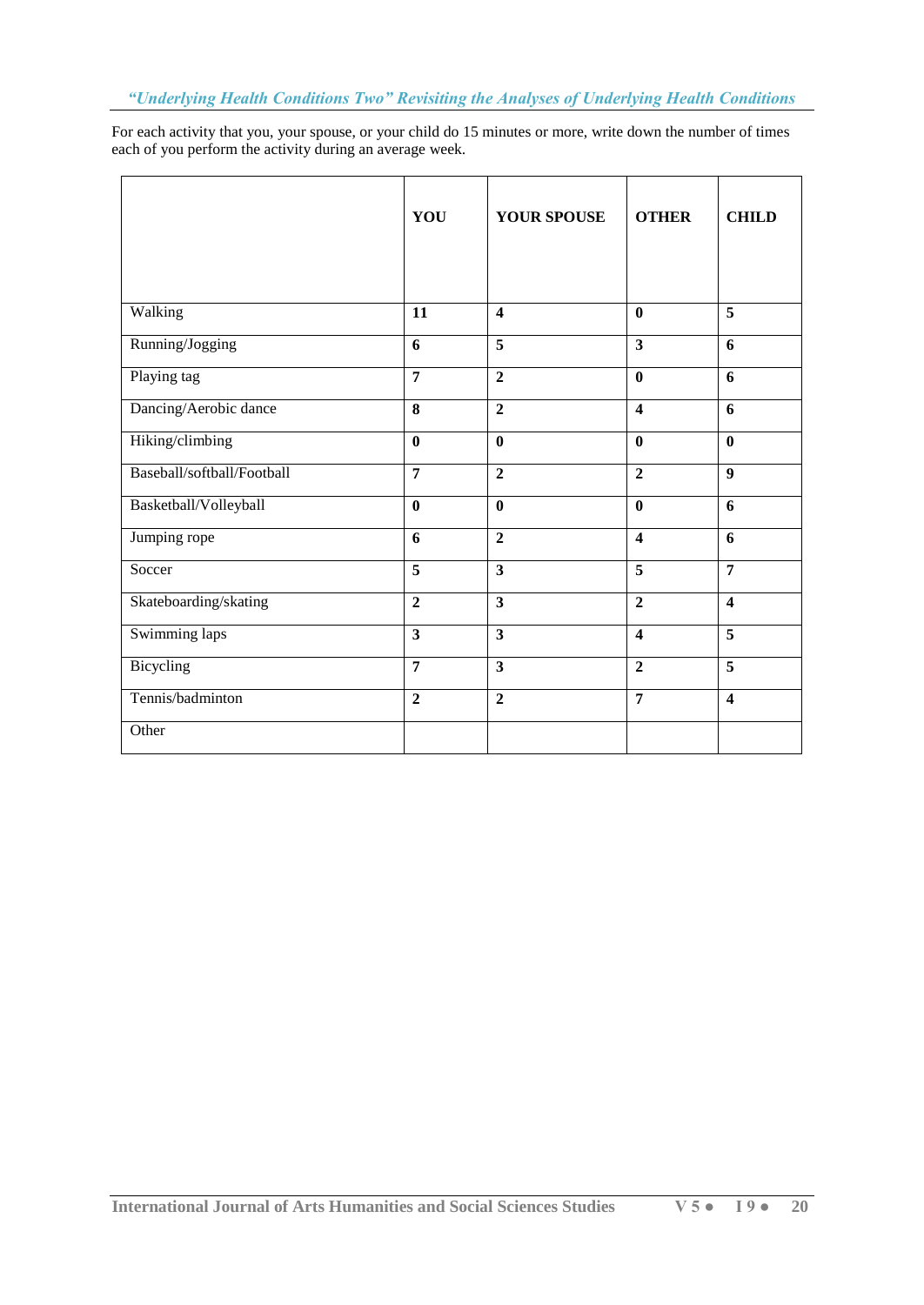For each activity that you, your spouse, or your child do 15 minutes or more, write down the number of times each of you perform the activity during an average week.

| | YOU | YOUR SPOUSE | OTHER | CHILD |
|---|---|---|---|---|
| Walking | **11** | **4** | **0** | **5** |
| Running/Jogging | **6** | **5** | **3** | **6** |
| Playing tag | **7** | **2** | **0** | **6** |
| Dancing/Aerobic dance | **8** | **2** | **4** | **6** |
| Hiking/climbing | **0** | **0** | **0** | **0** |
| Baseball/softball/Football | **7** | **2** | **2** | **9** |
| Basketball/Volleyball | **0** | **0** | **0** | **6** |
| Jumping rope | **6** | **2** | **4** | **6** |
| Soccer | **5** | **3** | **5** | **7** |
| Skateboarding/skating | **2** | **3** | **2** | **4** |
| Swimming laps | **3** | **3** | **4** | **5** |
| Bicycling | **7** | **3** | **2** | **5** |
| Tennis/badminton | **2** | **2** | **7** | **4** |
| Other | | | | |